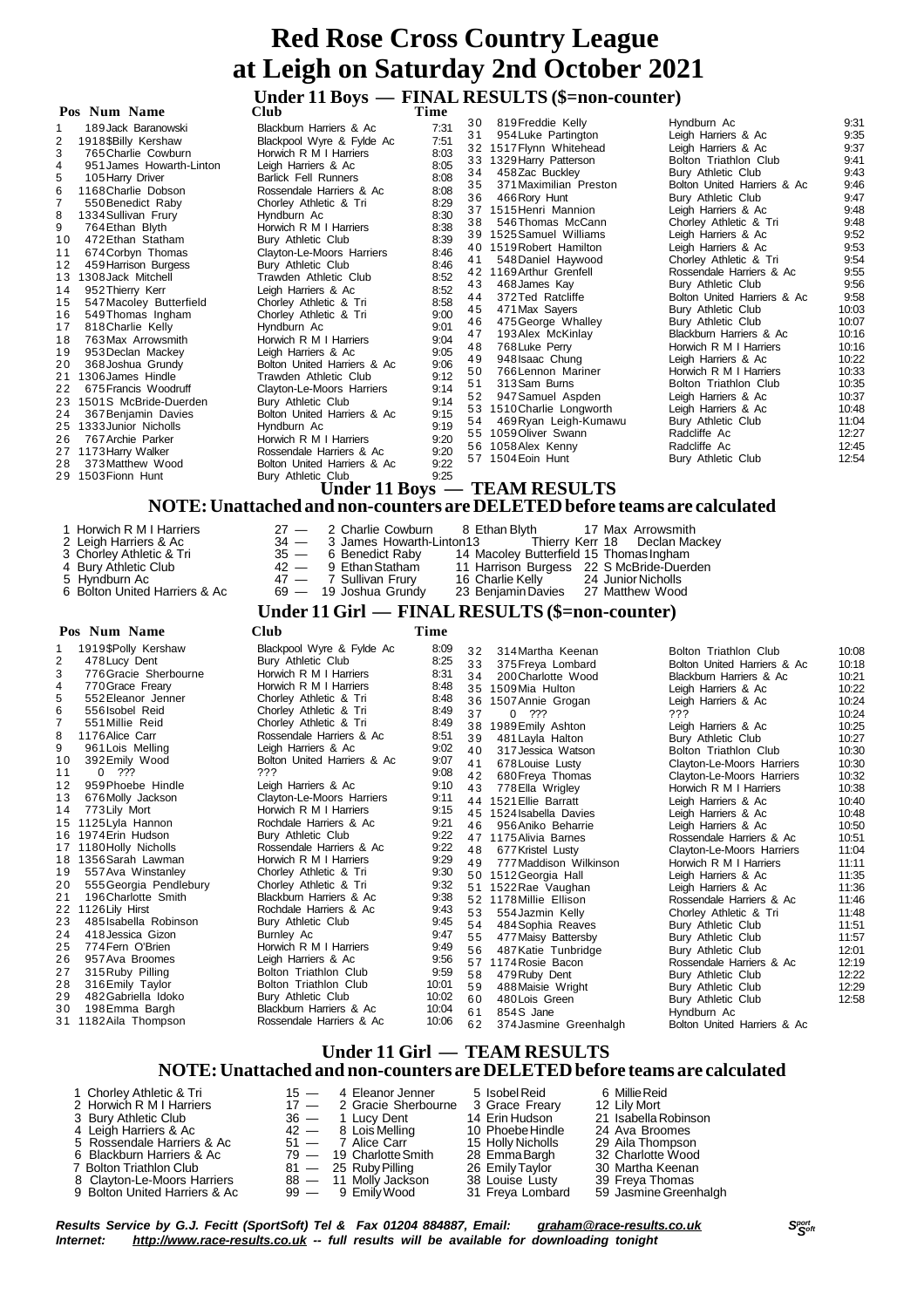# Red Rose Cross Country League at Leigh on Saturday 2nd October 2021

## Under 11 Boys — FINAL RESULTS ($=non-counter)

| Pos | Num | Name | Club | Time |
|---|---|---|---|---|
| 1 | 189 | Jack Baranowski | Blackburn Harriers & Ac | 7:31 |
| 2 | 1918 | $Billy Kershaw | Blackpool Wyre & Fylde Ac | 7:51 |
| 3 | 765 | Charlie Cowburn | Horwich R M I Harriers | 8:03 |
| 4 | 951 | James Howarth-Linton | Leigh Harriers & Ac | 8:05 |
| 5 | 105 | Harry Driver | Barlick Fell Runners | 8:08 |
| 6 | 1168 | Charlie Dobson | Rossendale Harriers & Ac | 8:08 |
| 7 | 550 | Benedict Raby | Chorley Athletic & Tri | 8:29 |
| 8 | 1334 | Sullivan Frury | Hyndburn Ac | 8:30 |
| 9 | 764 | Ethan Blyth | Horwich R M I Harriers | 8:38 |
| 10 | 472 | Ethan Statham | Bury Athletic Club | 8:39 |
| 11 | 674 | Corbyn Thomas | Clayton-Le-Moors Harriers | 8:46 |
| 12 | 459 | Harrison Burgess | Bury Athletic Club | 8:46 |
| 13 | 1308 | Jack Mitchell | Trawden Athletic Club | 8:52 |
| 14 | 952 | Thierry Kerr | Leigh Harriers & Ac | 8:52 |
| 15 | 547 | Macoley Butterfield | Chorley Athletic & Tri | 8:58 |
| 16 | 549 | Thomas Ingham | Chorley Athletic & Tri | 9:00 |
| 17 | 818 | Charlie Kelly | Hyndburn Ac | 9:01 |
| 18 | 763 | Max Arrowsmith | Horwich R M I Harriers | 9:04 |
| 19 | 953 | Declan Mackey | Leigh Harriers & Ac | 9:05 |
| 20 | 368 | Joshua Grundy | Bolton United Harriers & Ac | 9:06 |
| 21 | 1306 | James Hindle | Trawden Athletic Club | 9:12 |
| 22 | 675 | Francis Woodruff | Clayton-Le-Moors Harriers | 9:14 |
| 23 | 1501 | S McBride-Duerden | Bury Athletic Club | 9:14 |
| 24 | 367 | Benjamin Davies | Bolton United Harriers & Ac | 9:15 |
| 25 | 1333 | Junior Nicholls | Hyndburn Ac | 9:19 |
| 26 | 767 | Archie Parker | Horwich R M I Harriers | 9:20 |
| 27 | 1173 | Harry Walker | Rossendale Harriers & Ac | 9:20 |
| 28 | 373 | Matthew Wood | Bolton United Harriers & Ac | 9:22 |
| 29 | 1503 | Fionn Hunt | Bury Athletic Club | 9:25 |
| 30 | 819 | Freddie Kelly | Hyndburn Ac | 9:31 |
| 31 | 954 | Luke Partington | Leigh Harriers & Ac | 9:35 |
| 32 | 1517 | Flynn Whitehead | Leigh Harriers & Ac | 9:37 |
| 33 | 1329 | Harry Patterson | Bolton Triathlon Club | 9:41 |
| 34 | 458 | Zac Buckley | Bury Athletic Club | 9:43 |
| 35 | 371 | Maximilian Preston | Bolton United Harriers & Ac | 9:46 |
| 36 | 466 | Rory Hunt | Bury Athletic Club | 9:47 |
| 37 | 1515 | Henri Mannion | Leigh Harriers & Ac | 9:48 |
| 38 | 546 | Thomas McCann | Chorley Athletic & Tri | 9:48 |
| 39 | 1525 | Samuel Williams | Leigh Harriers & Ac | 9:52 |
| 40 | 1519 | Robert Hamilton | Leigh Harriers & Ac | 9:53 |
| 41 | 548 | Daniel Haywood | Chorley Athletic & Tri | 9:54 |
| 42 | 1169 | Arthur Grenfell | Rossendale Harriers & Ac | 9:55 |
| 43 | 468 | James Kay | Bury Athletic Club | 9:56 |
| 44 | 372 | Ted Ratcliffe | Bolton United Harriers & Ac | 9:58 |
| 45 | 471 | Max Sayers | Bury Athletic Club | 10:03 |
| 46 | 475 | George Whalley | Bury Athletic Club | 10:07 |
| 47 | 193 | Alex McKinlay | Blackburn Harriers & Ac | 10:16 |
| 48 | 768 | Luke Perry | Horwich R M I Harriers | 10:16 |
| 49 | 948 | Isaac Chung | Leigh Harriers & Ac | 10:22 |
| 50 | 766 | Lennon Mariner | Horwich R M I Harriers | 10:33 |
| 51 | 313 | Sam Burns | Bolton Triathlon Club | 10:35 |
| 52 | 947 | Samuel Aspden | Leigh Harriers & Ac | 10:37 |
| 53 | 1510 | Charlie Longworth | Leigh Harriers & Ac | 10:48 |
| 54 | 469 | Ryan Leigh-Kumawu | Bury Athletic Club | 11:04 |
| 55 | 1059 | Oliver Swann | Radcliffe Ac | 12:27 |
| 56 | 1058 | Alex Kenny | Radcliffe Ac | 12:45 |
| 57 | 1504 | Eoin Hunt | Bury Athletic Club | 12:54 |

## Under 11 Boys — TEAM RESULTS

**NOTE: Unattached and non-counters are DELETED before teams are calculated**

| Pos | Team | Points | Runners | | |
|---|---|---|---|---|---|
| 1 | Horwich R M I Harriers | 27 | 2 Charlie Cowburn | 8 Ethan Blyth | 17 Max Arrowsmith |
| 2 | Leigh Harriers & Ac | 34 | 3 James Howarth-Linton | 13 Thierry Kerr | 18 Declan Mackey |
| 3 | Chorley Athletic & Tri | 35 | 6 Benedict Raby | 14 Macoley Butterfield | 15 Thomas Ingham |
| 4 | Bury Athletic Club | 42 | 9 Ethan Statham | 11 Harrison Burgess | 22 S McBride-Duerden |
| 5 | Hyndburn Ac | 47 | 7 Sullivan Frury | 16 Charlie Kelly | 24 Junior Nicholls |
| 6 | Bolton United Harriers & Ac | 69 | 19 Joshua Grundy | 23 Benjamin Davies | 27 Matthew Wood |

## Under 11 Girl — FINAL RESULTS ($=non-counter)

| Pos | Num | Name | Club | Time |
|---|---|---|---|---|
| 1 | 1919 | $Polly Kershaw | Blackpool Wyre & Fylde Ac | 8:09 |
| 2 | 478 | Lucy Dent | Bury Athletic Club | 8:25 |
| 3 | 776 | Gracie Sherbourne | Horwich R M I Harriers | 8:31 |
| 4 | 770 | Grace Freary | Horwich R M I Harriers | 8:48 |
| 5 | 552 | Eleanor Jenner | Chorley Athletic & Tri | 8:48 |
| 6 | 556 | Isobel Reid | Chorley Athletic & Tri | 8:49 |
| 7 | 551 | Millie Reid | Chorley Athletic & Tri | 8:49 |
| 8 | 1176 | Alice Carr | Rossendale Harriers & Ac | 8:51 |
| 9 | 961 | Lois Melling | Leigh Harriers & Ac | 9:02 |
| 10 | 392 | Emily Wood | Bolton United Harriers & Ac | 9:07 |
| 11 | 0 | ??? | ??? | 9:08 |
| 12 | 959 | Phoebe Hindle | Leigh Harriers & Ac | 9:10 |
| 13 | 676 | Molly Jackson | Clayton-Le-Moors Harriers | 9:11 |
| 14 | 773 | Lily Mort | Horwich R M I Harriers | 9:15 |
| 15 | 1125 | Lyla Hannon | Rochdale Harriers & Ac | 9:21 |
| 16 | 1974 | Erin Hudson | Bury Athletic Club | 9:22 |
| 17 | 1180 | Holly Nicholls | Rossendale Harriers & Ac | 9:22 |
| 18 | 1356 | Sarah Lawman | Horwich R M I Harriers | 9:29 |
| 19 | 557 | Ava Winstanley | Chorley Athletic & Tri | 9:30 |
| 20 | 555 | Georgia Pendlebury | Chorley Athletic & Tri | 9:32 |
| 21 | 196 | Charlotte Smith | Blackburn Harriers & Ac | 9:38 |
| 22 | 1126 | Lily Hirst | Rochdale Harriers & Ac | 9:43 |
| 23 | 485 | Isabella Robinson | Bury Athletic Club | 9:45 |
| 24 | 418 | Jessica Gizon | Burnley Ac | 9:47 |
| 25 | 774 | Fern O'Brien | Horwich R M I Harriers | 9:49 |
| 26 | 957 | Ava Broomes | Leigh Harriers & Ac | 9:56 |
| 27 | 315 | Ruby Pilling | Bolton Triathlon Club | 9:59 |
| 28 | 316 | Emily Taylor | Bolton Triathlon Club | 10:01 |
| 29 | 482 | Gabriella Idoko | Bury Athletic Club | 10:02 |
| 30 | 198 | Emma Bargh | Blackburn Harriers & Ac | 10:04 |
| 31 | 1182 | Aila Thompson | Rossendale Harriers & Ac | 10:06 |
| 32 | 314 | Martha Keenan | Bolton Triathlon Club | 10:08 |
| 33 | 375 | Freya Lombard | Bolton United Harriers & Ac | 10:18 |
| 34 | 200 | Charlotte Wood | Blackburn Harriers & Ac | 10:21 |
| 35 | 1509 | Mia Hulton | Leigh Harriers & Ac | 10:22 |
| 36 | 1507 | Annie Grogan | Leigh Harriers & Ac | 10:24 |
| 37 | 0 | ??? | ??? | 10:24 |
| 38 | 1989 | Emily Ashton | Leigh Harriers & Ac | 10:25 |
| 39 | 481 | Layla Halton | Bury Athletic Club | 10:27 |
| 40 | 317 | Jessica Watson | Bolton Triathlon Club | 10:30 |
| 41 | 678 | Louise Lusty | Clayton-Le-Moors Harriers | 10:30 |
| 42 | 680 | Freya Thomas | Clayton-Le-Moors Harriers | 10:32 |
| 43 | 778 | Ella Wrigley | Horwich R M I Harriers | 10:38 |
| 44 | 1521 | Ellie Barratt | Leigh Harriers & Ac | 10:40 |
| 45 | 1524 | Isabella Davies | Leigh Harriers & Ac | 10:48 |
| 46 | 956 | Aniko Beharrie | Leigh Harriers & Ac | 10:50 |
| 47 | 1175 | Alivia Barnes | Rossendale Harriers & Ac | 10:51 |
| 48 | 677 | Kristel Lusty | Clayton-Le-Moors Harriers | 11:04 |
| 49 | 777 | Maddison Wilkinson | Horwich R M I Harriers | 11:11 |
| 50 | 1512 | Georgia Hall | Leigh Harriers & Ac | 11:35 |
| 51 | 1522 | Rae Vaughan | Leigh Harriers & Ac | 11:36 |
| 52 | 1178 | Millie Ellison | Rossendale Harriers & Ac | 11:46 |
| 53 | 554 | Jazmin Kelly | Chorley Athletic & Tri | 11:48 |
| 54 | 484 | Sophia Reaves | Bury Athletic Club | 11:51 |
| 55 | 477 | Maisy Battersby | Bury Athletic Club | 11:57 |
| 56 | 487 | Katie Tunbridge | Bury Athletic Club | 12:01 |
| 57 | 1174 | Rosie Bacon | Rossendale Harriers & Ac | 12:19 |
| 58 | 479 | Ruby Dent | Bury Athletic Club | 12:22 |
| 59 | 488 | Maisie Wright | Bury Athletic Club | 12:29 |
| 60 | 480 | Lois Green | Bury Athletic Club | 12:58 |
| 61 | 854 | S Jane | Hyndburn Ac | |
| 62 | 374 | Jasmine Greenhalgh | Bolton United Harriers & Ac | |

## Under 11 Girl — TEAM RESULTS

**NOTE: Unattached and non-counters are DELETED before teams are calculated**

| Pos | Team | Points | Runners | | |
|---|---|---|---|---|---|
| 1 | Chorley Athletic & Tri | 15 | 4 Eleanor Jenner | 5 Isobel Reid | 6 Millie Reid |
| 2 | Horwich R M I Harriers | 17 | 2 Gracie Sherbourne | 3 Grace Freary | 12 Lily Mort |
| 3 | Bury Athletic Club | 36 | 1 Lucy Dent | 14 Erin Hudson | 21 Isabella Robinson |
| 4 | Leigh Harriers & Ac | 42 | 8 Lois Melling | 10 Phoebe Hindle | 24 Ava Broomes |
| 5 | Rossendale Harriers & Ac | 51 | 7 Alice Carr | 15 Holly Nicholls | 29 Aila Thompson |
| 6 | Blackburn Harriers & Ac | 79 | 19 Charlotte Smith | 28 Emma Bargh | 32 Charlotte Wood |
| 7 | Bolton Triathlon Club | 81 | 25 Ruby Pilling | 26 Emily Taylor | 30 Martha Keenan |
| 8 | Clayton-Le-Moors Harriers | 88 | 11 Molly Jackson | 38 Louise Lusty | 39 Freya Thomas |
| 9 | Bolton United Harriers & Ac | 99 | 9 Emily Wood | 31 Freya Lombard | 59 Jasmine Greenhalgh |

*Results Service by G.J. Fecitt (SportSoft) Tel & Fax 01204 884887, Email: graham@race-results.co.uk*
*Internet: http://www.race-results.co.uk -- full results will be available for downloading tonight*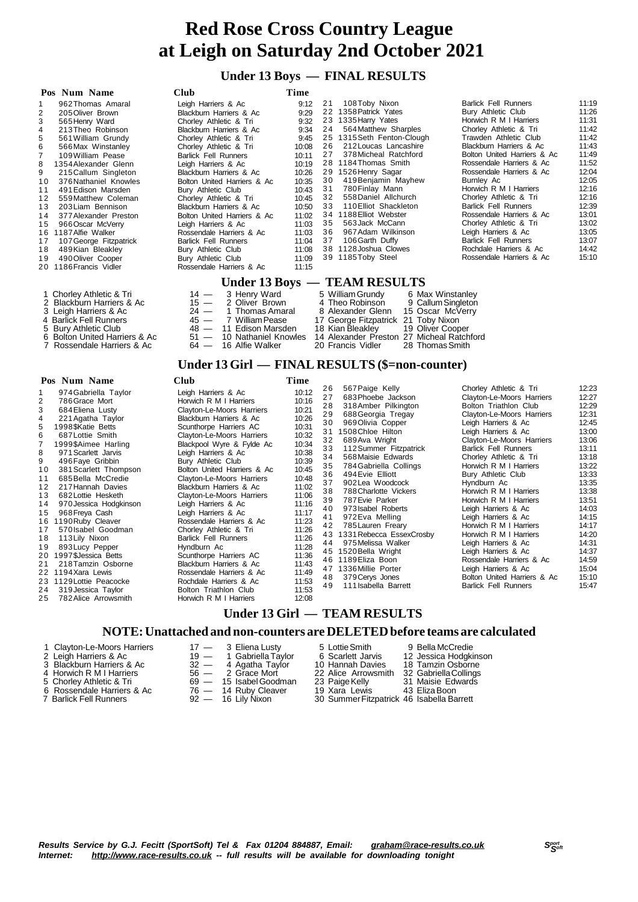# Red Rose Cross Country League
# at Leigh on Saturday 2nd October 2021

## Under 13 Boys — FINAL RESULTS

| Pos | Num | Name | Club | Time |
|---|---|---|---|---|
| 1 | 962 | Thomas Amaral | Leigh Harriers & Ac | 9:12 |
| 2 | 205 | Oliver Brown | Blackburn Harriers & Ac | 9:29 |
| 3 | 565 | Henry Ward | Chorley Athletic & Tri | 9:32 |
| 4 | 213 | Theo Robinson | Blackburn Harriers & Ac | 9:34 |
| 5 | 561 | William Grundy | Chorley Athletic & Tri | 9:45 |
| 6 | 566 | Max Winstanley | Chorley Athletic & Tri | 10:08 |
| 7 | 109 | William Pease | Barlick Fell Runners | 10:11 |
| 8 | 1354 | Alexander Glenn | Leigh Harriers & Ac | 10:19 |
| 9 | 215 | Callum Singleton | Blackburn Harriers & Ac | 10:26 |
| 10 | 376 | Nathaniel Knowles | Bolton United Harriers & Ac | 10:35 |
| 11 | 491 | Edison Marsden | Bury Athletic Club | 10:43 |
| 12 | 559 | Matthew Coleman | Chorley Athletic & Tri | 10:45 |
| 13 | 203 | Liam Bennison | Blackburn Harriers & Ac | 10:50 |
| 14 | 377 | Alexander Preston | Bolton United Harriers & Ac | 11:02 |
| 15 | 966 | Oscar McVerry | Leigh Harriers & Ac | 11:03 |
| 16 | 1187 | Alfie Walker | Rossendale Harriers & Ac | 11:03 |
| 17 | 107 | George Fitzpatrick | Barlick Fell Runners | 11:04 |
| 18 | 489 | Kian Bleakley | Bury Athletic Club | 11:08 |
| 19 | 490 | Oliver Cooper | Bury Athletic Club | 11:09 |
| 20 | 1186 | Francis Vidler | Rossendale Harriers & Ac | 11:15 |
| 21 | 108 | Toby Nixon | Barlick Fell Runners | 11:19 |
| 22 | 1358 | Patrick Yates | Bury Athletic Club | 11:26 |
| 23 | 1335 | Harry Yates | Horwich R M I Harriers | 11:31 |
| 24 | 564 | Matthew Sharples | Chorley Athletic & Tri | 11:42 |
| 25 | 1315 | Seth Fenton-Clough | Trawden Athletic Club | 11:42 |
| 26 | 212 | Loucas Lancashire | Blackburn Harriers & Ac | 11:43 |
| 27 | 378 | Micheal Ratchford | Bolton United Harriers & Ac | 11:49 |
| 28 | 1184 | Thomas Smith | Rossendale Harriers & Ac | 11:52 |
| 29 | 1526 | Henry Sagar | Rossendale Harriers & Ac | 12:04 |
| 30 | 419 | Benjamin Mayhew | Burnley Ac | 12:05 |
| 31 | 780 | Finlay Mann | Horwich R M I Harriers | 12:16 |
| 32 | 558 | Daniel Allchurch | Chorley Athletic & Tri | 12:16 |
| 33 | 110 | Elliot Shackleton | Barlick Fell Runners | 12:39 |
| 34 | 1188 | Elliot Webster | Rossendale Harriers & Ac | 13:01 |
| 35 | 563 | Jack McCann | Chorley Athletic & Tri | 13:02 |
| 36 | 967 | Adam Wilkinson | Leigh Harriers & Ac | 13:05 |
| 37 | 106 | Garth Duffy | Barlick Fell Runners | 13:07 |
| 38 | 1128 | Joshua Clowes | Rochdale Harriers & Ac | 14:42 |
| 39 | 1185 | Toby Steel | Rossendale Harriers & Ac | 15:10 |

## Under 13 Boys — TEAM RESULTS

| Pos | Team | Points | 1st | 2nd | 3rd |
|---|---|---|---|---|---|
| 1 | Chorley Athletic & Tri | 14 | 3 Henry Ward | 5 William Grundy | 6 Max Winstanley |
| 2 | Blackburn Harriers & Ac | 15 | 2 Oliver Brown | 4 Theo Robinson | 9 Callum Singleton |
| 3 | Leigh Harriers & Ac | 24 | 1 Thomas Amaral | 8 Alexander Glenn | 15 Oscar McVerry |
| 4 | Barlick Fell Runners | 45 | 7 William Pease | 17 George Fitzpatrick | 21 Toby Nixon |
| 5 | Bury Athletic Club | 48 | 11 Edison Marsden | 18 Kian Bleakley | 19 Oliver Cooper |
| 6 | Bolton United Harriers & Ac | 51 | 10 Nathaniel Knowles | 14 Alexander Preston | 27 Micheal Ratchford |
| 7 | Rossendale Harriers & Ac | 64 | 16 Alfie Walker | 20 Francis Vidler | 28 Thomas Smith |

## Under 13 Girl — FINAL RESULTS ($=non-counter)

| Pos | Num | Name | Club | Time |
|---|---|---|---|---|
| 1 | 974 | Gabriella Taylor | Leigh Harriers & Ac | 10:12 |
| 2 | 786 | Grace Mort | Horwich R M I Harriers | 10:16 |
| 3 | 684 | Eliena Lusty | Clayton-Le-Moors Harriers | 10:21 |
| 4 | 221 | Agatha Taylor | Blackburn Harriers & Ac | 10:26 |
| 5 | 1998 | $Katie Betts | Scunthorpe Harriers AC | 10:31 |
| 6 | 687 | Lottie Smith | Clayton-Le-Moors Harriers | 10:32 |
| 7 | 1999 | $Aimee Harling | Blackpool Wyre & Fylde Ac | 10:34 |
| 8 | 971 | Scarlett Jarvis | Leigh Harriers & Ac | 10:38 |
| 9 | 496 | Faye Gribbin | Bury Athletic Club | 10:39 |
| 10 | 381 | Scarlett Thompson | Bolton United Harriers & Ac | 10:45 |
| 11 | 685 | Bella McCredie | Clayton-Le-Moors Harriers | 10:48 |
| 12 | 217 | Hannah Davies | Blackburn Harriers & Ac | 11:02 |
| 13 | 682 | Lottie Hesketh | Clayton-Le-Moors Harriers | 11:06 |
| 14 | 970 | Jessica Hodgkinson | Leigh Harriers & Ac | 11:16 |
| 15 | 968 | Freya Cash | Leigh Harriers & Ac | 11:17 |
| 16 | 1190 | Ruby Cleaver | Rossendale Harriers & Ac | 11:23 |
| 17 | 570 | Isabel Goodman | Chorley Athletic & Tri | 11:26 |
| 18 | 113 | Lily Nixon | Barlick Fell Runners | 11:26 |
| 19 | 893 | Lucy Pepper | Hyndburn Ac | 11:28 |
| 20 | 1997 | $Jessica Betts | Scunthorpe Harriers AC | 11:36 |
| 21 | 218 | Tamzin Osborne | Blackburn Harriers & Ac | 11:43 |
| 22 | 1194 | Xara Lewis | Rossendale Harriers & Ac | 11:49 |
| 23 | 1129 | Lottie Peacocke | Rochdale Harriers & Ac | 11:53 |
| 24 | 319 | Jessica Taylor | Bolton Triathlon Club | 11:53 |
| 25 | 782 | Alice Arrowsmith | Horwich R M I Harriers | 12:08 |
| 26 | 567 | Paige Kelly | Chorley Athletic & Tri | 12:23 |
| 27 | 683 | Phoebe Jackson | Clayton-Le-Moors Harriers | 12:27 |
| 28 | 318 | Amber Pilkington | Bolton Triathlon Club | 12:29 |
| 29 | 688 | Georgia Tregay | Clayton-Le-Moors Harriers | 12:31 |
| 30 | 969 | Olivia Copper | Leigh Harriers & Ac | 12:45 |
| 31 | 1508 | Chloe Hilton | Leigh Harriers & Ac | 13:00 |
| 32 | 689 | Ava Wright | Clayton-Le-Moors Harriers | 13:06 |
| 33 | 112 | Summer Fitzpatrick | Barlick Fell Runners | 13:11 |
| 34 | 568 | Maisie Edwards | Chorley Athletic & Tri | 13:18 |
| 35 | 784 | Gabriella Collings | Horwich R M I Harriers | 13:22 |
| 36 | 494 | Evie Elliott | Bury Athletic Club | 13:33 |
| 37 | 902 | Lea Woodcock | Hyndburn Ac | 13:35 |
| 38 | 788 | Charlotte Vickers | Horwich R M I Harriers | 13:38 |
| 39 | 787 | Evie Parker | Horwich R M I Harriers | 13:51 |
| 40 | 973 | Isabel Roberts | Leigh Harriers & Ac | 14:03 |
| 41 | 972 | Eva Melling | Leigh Harriers & Ac | 14:15 |
| 42 | 785 | Lauren Freary | Horwich R M I Harriers | 14:17 |
| 43 | 1331 | Rebecca EssexCrosby | Horwich R M I Harriers | 14:20 |
| 44 | 975 | Melissa Walker | Leigh Harriers & Ac | 14:31 |
| 45 | 1520 | Bella Wright | Leigh Harriers & Ac | 14:37 |
| 46 | 1189 | Eliza Boon | Rossendale Harriers & Ac | 14:59 |
| 47 | 1336 | Millie Porter | Leigh Harriers & Ac | 15:04 |
| 48 | 379 | Cerys Jones | Bolton United Harriers & Ac | 15:10 |
| 49 | 111 | Isabella Barrett | Barlick Fell Runners | 15:47 |

## Under 13 Girl — TEAM RESULTS

### NOTE: Unattached and non-counters are DELETED before teams are calculated

| Pos | Team | Points | 1st | 2nd | 3rd |
|---|---|---|---|---|---|
| 1 | Clayton-Le-Moors Harriers | 17 | 3 Eliena Lusty | 5 Lottie Smith | 9 Bella McCredie |
| 2 | Leigh Harriers & Ac | 19 | 1 Gabriella Taylor | 6 Scarlett Jarvis | 12 Jessica Hodgkinson |
| 3 | Blackburn Harriers & Ac | 32 | 4 Agatha Taylor | 10 Hannah Davies | 18 Tamzin Osborne |
| 4 | Horwich R M I Harriers | 56 | 2 Grace Mort | 22 Alice Arrowsmith | 32 Gabriella Collings |
| 5 | Chorley Athletic & Tri | 69 | 15 Isabel Goodman | 23 Paige Kelly | 31 Maisie Edwards |
| 6 | Rossendale Harriers & Ac | 76 | 14 Ruby Cleaver | 19 Xara Lewis | 43 Eliza Boon |
| 7 | Barlick Fell Runners | 92 | 16 Lily Nixon | 30 Summer Fitzpatrick | 46 Isabella Barrett |

*Results Service by G.J. Fecitt (SportSoft) Tel & Fax 01204 884887, Email: graham@race-results.co.uk*
*Internet: http://www.race-results.co.uk -- full results will be available for downloading tonight*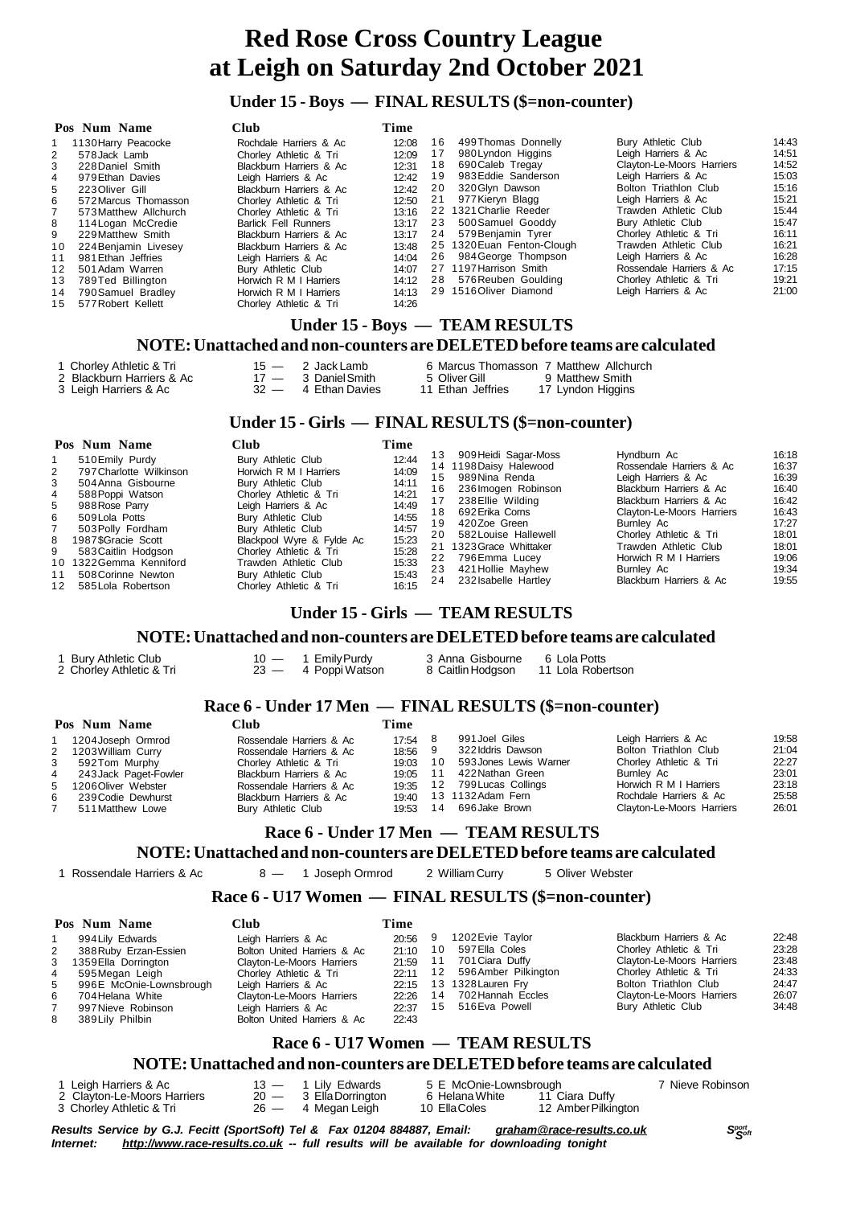# Red Rose Cross Country League
# at Leigh on Saturday 2nd October 2021

## Under 15 - Boys — FINAL RESULTS ($=non-counter)

| Pos | Num | Name | Club | Time |
|---|---|---|---|---|
| 1 | 1130 | Harry Peacocke | Rochdale Harriers & Ac | 12:08 |
| 2 | 578 | Jack Lamb | Chorley Athletic & Tri | 12:09 |
| 3 | 228 | Daniel Smith | Blackburn Harriers & Ac | 12:31 |
| 4 | 979 | Ethan Davies | Leigh Harriers & Ac | 12:42 |
| 5 | 223 | Oliver Gill | Blackburn Harriers & Ac | 12:42 |
| 6 | 572 | Marcus Thomasson | Chorley Athletic & Tri | 12:50 |
| 7 | 573 | Matthew Allchurch | Chorley Athletic & Tri | 13:16 |
| 8 | 114 | Logan McCredie | Barlick Fell Runners | 13:17 |
| 9 | 229 | Matthew Smith | Blackburn Harriers & Ac | 13:17 |
| 10 | 224 | Benjamin Livesey | Blackburn Harriers & Ac | 13:48 |
| 11 | 981 | Ethan Jeffries | Leigh Harriers & Ac | 14:04 |
| 12 | 501 | Adam Warren | Bury Athletic Club | 14:07 |
| 13 | 789 | Ted Billington | Horwich R M I Harriers | 14:12 |
| 14 | 790 | Samuel Bradley | Horwich R M I Harriers | 14:13 |
| 15 | 577 | Robert Kellett | Chorley Athletic & Tri | 14:26 |
| 16 | 499 | Thomas Donnelly | Bury Athletic Club | 14:43 |
| 17 | 980 | Lyndon Higgins | Leigh Harriers & Ac | 14:51 |
| 18 | 690 | Caleb Tregay | Clayton-Le-Moors Harriers | 14:52 |
| 19 | 983 | Eddie Sanderson | Leigh Harriers & Ac | 15:03 |
| 20 | 320 | Glyn Dawson | Bolton Triathlon Club | 15:16 |
| 21 | 977 | Kieryn Blagg | Leigh Harriers & Ac | 15:21 |
| 22 | 1321 | Charlie Reeder | Trawden Athletic Club | 15:44 |
| 23 | 500 | Samuel Gooddy | Bury Athletic Club | 15:47 |
| 24 | 579 | Benjamin Tyrer | Chorley Athletic & Tri | 16:11 |
| 25 | 1320 | Euan Fenton-Clough | Trawden Athletic Club | 16:21 |
| 26 | 984 | George Thompson | Leigh Harriers & Ac | 16:28 |
| 27 | 1197 | Harrison Smith | Rossendale Harriers & Ac | 17:15 |
| 28 | 576 | Reuben Goulding | Chorley Athletic & Tri | 19:21 |
| 29 | 1516 | Oliver Diamond | Leigh Harriers & Ac | 21:00 |

## Under 15 - Boys — TEAM RESULTS

### NOTE: Unattached and non-counters are DELETED before teams are calculated

| Pos | Team | Points | | | |
|---|---|---|---|---|---|
| 1 | Chorley Athletic & Tri | 15 — | 2 Jack Lamb | 6 Marcus Thomasson | 7 Matthew Allchurch |
| 2 | Blackburn Harriers & Ac | 17 — | 3 Daniel Smith | 5 Oliver Gill | 9 Matthew Smith |
| 3 | Leigh Harriers & Ac | 32 — | 4 Ethan Davies | 11 Ethan Jeffries | 17 Lyndon Higgins |

## Under 15 - Girls — FINAL RESULTS ($=non-counter)

| Pos | Num | Name | Club | Time |
|---|---|---|---|---|
| 1 | 510 | Emily Purdy | Bury Athletic Club | 12:44 |
| 2 | 797 | Charlotte Wilkinson | Horwich R M I Harriers | 14:09 |
| 3 | 504 | Anna Gisbourne | Bury Athletic Club | 14:11 |
| 4 | 588 | Poppi Watson | Chorley Athletic & Tri | 14:21 |
| 5 | 988 | Rose Parry | Leigh Harriers & Ac | 14:49 |
| 6 | 509 | Lola Potts | Bury Athletic Club | 14:55 |
| 7 | 503 | Polly Fordham | Bury Athletic Club | 14:57 |
| 8 | 1987 | $Gracie Scott | Blackpool Wyre & Fylde Ac | 15:23 |
| 9 | 583 | Caitlin Hodgson | Chorley Athletic & Tri | 15:28 |
| 10 | 1322 | Gemma Kenniford | Trawden Athletic Club | 15:33 |
| 11 | 508 | Corinne Newton | Bury Athletic Club | 15:43 |
| 12 | 585 | Lola Robertson | Chorley Athletic & Tri | 16:15 |
| 13 | 909 | Heidi Sagar-Moss | Hyndburn Ac | 16:18 |
| 14 | 1198 | Daisy Halewood | Rossendale Harriers & Ac | 16:37 |
| 15 | 989 | Nina Renda | Leigh Harriers & Ac | 16:39 |
| 16 | 236 | Imogen Robinson | Blackburn Harriers & Ac | 16:40 |
| 17 | 238 | Ellie Wilding | Blackburn Harriers & Ac | 16:42 |
| 18 | 692 | Erika Corns | Clayton-Le-Moors Harriers | 16:43 |
| 19 | 420 | Zoe Green | Burnley Ac | 17:27 |
| 20 | 582 | Louise Hallewell | Chorley Athletic & Tri | 18:01 |
| 21 | 1323 | Grace Whittaker | Trawden Athletic Club | 18:01 |
| 22 | 796 | Emma Lucey | Horwich R M I Harriers | 19:06 |
| 23 | 421 | Hollie Mayhew | Burnley Ac | 19:34 |
| 24 | 232 | Isabelle Hartley | Blackburn Harriers & Ac | 19:55 |

## Under 15 - Girls — TEAM RESULTS

### NOTE: Unattached and non-counters are DELETED before teams are calculated

| Pos | Team | Points | | | |
|---|---|---|---|---|---|
| 1 | Bury Athletic Club | 10 — | 1 Emily Purdy | 3 Anna Gisbourne | 6 Lola Potts |
| 2 | Chorley Athletic & Tri | 23 — | 4 Poppi Watson | 8 Caitlin Hodgson | 11 Lola Robertson |

## Race 6 - Under 17 Men — FINAL RESULTS ($=non-counter)

| Pos | Num | Name | Club | Time |
|---|---|---|---|---|
| 1 | 1204 | Joseph Ormrod | Rossendale Harriers & Ac | 17:54 |
| 2 | 1203 | William Curry | Rossendale Harriers & Ac | 18:56 |
| 3 | 592 | Tom Murphy | Chorley Athletic & Tri | 19:03 |
| 4 | 243 | Jack Paget-Fowler | Blackburn Harriers & Ac | 19:05 |
| 5 | 1206 | Oliver Webster | Rossendale Harriers & Ac | 19:35 |
| 6 | 239 | Codie Dewhurst | Blackburn Harriers & Ac | 19:40 |
| 7 | 511 | Matthew Lowe | Bury Athletic Club | 19:53 |
| 8 | 991 | Joel Giles | Leigh Harriers & Ac | 19:58 |
| 9 | 322 | Iddris Dawson | Bolton Triathlon Club | 21:04 |
| 10 | 593 | Jones Lewis Warner | Chorley Athletic & Tri | 22:27 |
| 11 | 422 | Nathan Green | Burnley Ac | 23:01 |
| 12 | 799 | Lucas Collings | Horwich R M I Harriers | 23:18 |
| 13 | 1132 | Adam Fern | Rochdale Harriers & Ac | 25:58 |
| 14 | 696 | Jake Brown | Clayton-Le-Moors Harriers | 26:01 |

## Race 6 - Under 17 Men — TEAM RESULTS

### NOTE: Unattached and non-counters are DELETED before teams are calculated

| Pos | Team | Points | | | |
|---|---|---|---|---|---|
| 1 | Rossendale Harriers & Ac | 8 — | 1 Joseph Ormrod | 2 William Curry | 5 Oliver Webster |

## Race 6 - U17 Women — FINAL RESULTS ($=non-counter)

| Pos | Num | Name | Club | Time |
|---|---|---|---|---|
| 1 | 994 | Lily Edwards | Leigh Harriers & Ac | 20:56 |
| 2 | 388 | Ruby Erzan-Essien | Bolton United Harriers & Ac | 21:10 |
| 3 | 1359 | Ella Dorrington | Clayton-Le-Moors Harriers | 21:59 |
| 4 | 595 | Megan Leigh | Chorley Athletic & Tri | 22:11 |
| 5 | 996 | E McOnie-Lownsbrough | Leigh Harriers & Ac | 22:15 |
| 6 | 704 | Helana White | Clayton-Le-Moors Harriers | 22:26 |
| 7 | 997 | Nieve Robinson | Leigh Harriers & Ac | 22:37 |
| 8 | 389 | Lily Philbin | Bolton United Harriers & Ac | 22:43 |
| 9 | 1202 | Evie Taylor | Blackburn Harriers & Ac | 22:48 |
| 10 | 597 | Ella Coles | Chorley Athletic & Tri | 23:28 |
| 11 | 701 | Ciara Duffy | Clayton-Le-Moors Harriers | 23:48 |
| 12 | 596 | Amber Pilkington | Chorley Athletic & Tri | 24:33 |
| 13 | 1328 | Lauren Fry | Bolton Triathlon Club | 24:47 |
| 14 | 702 | Hannah Eccles | Clayton-Le-Moors Harriers | 26:07 |
| 15 | 516 | Eva Powell | Bury Athletic Club | 34:48 |

## Race 6 - U17 Women — TEAM RESULTS

### NOTE: Unattached and non-counters are DELETED before teams are calculated

| Pos | Team | Points | | | |
|---|---|---|---|---|---|
| 1 | Leigh Harriers & Ac | 13 — | 1 Lily Edwards | 5 E McOnie-Lownsbrough | 7 Nieve Robinson |
| 2 | Clayton-Le-Moors Harriers | 20 — | 3 Ella Dorrington | 6 Helana White | 11 Ciara Duffy |
| 3 | Chorley Athletic & Tri | 26 — | 4 Megan Leigh | 10 Ella Coles | 12 Amber Pilkington |

***Results Service by G.J. Fecitt (SportSoft) Tel & Fax 01204 884887, Email: graham@race-results.co.uk***
***Internet: http://www.race-results.co.uk -- full results will be available for downloading tonight***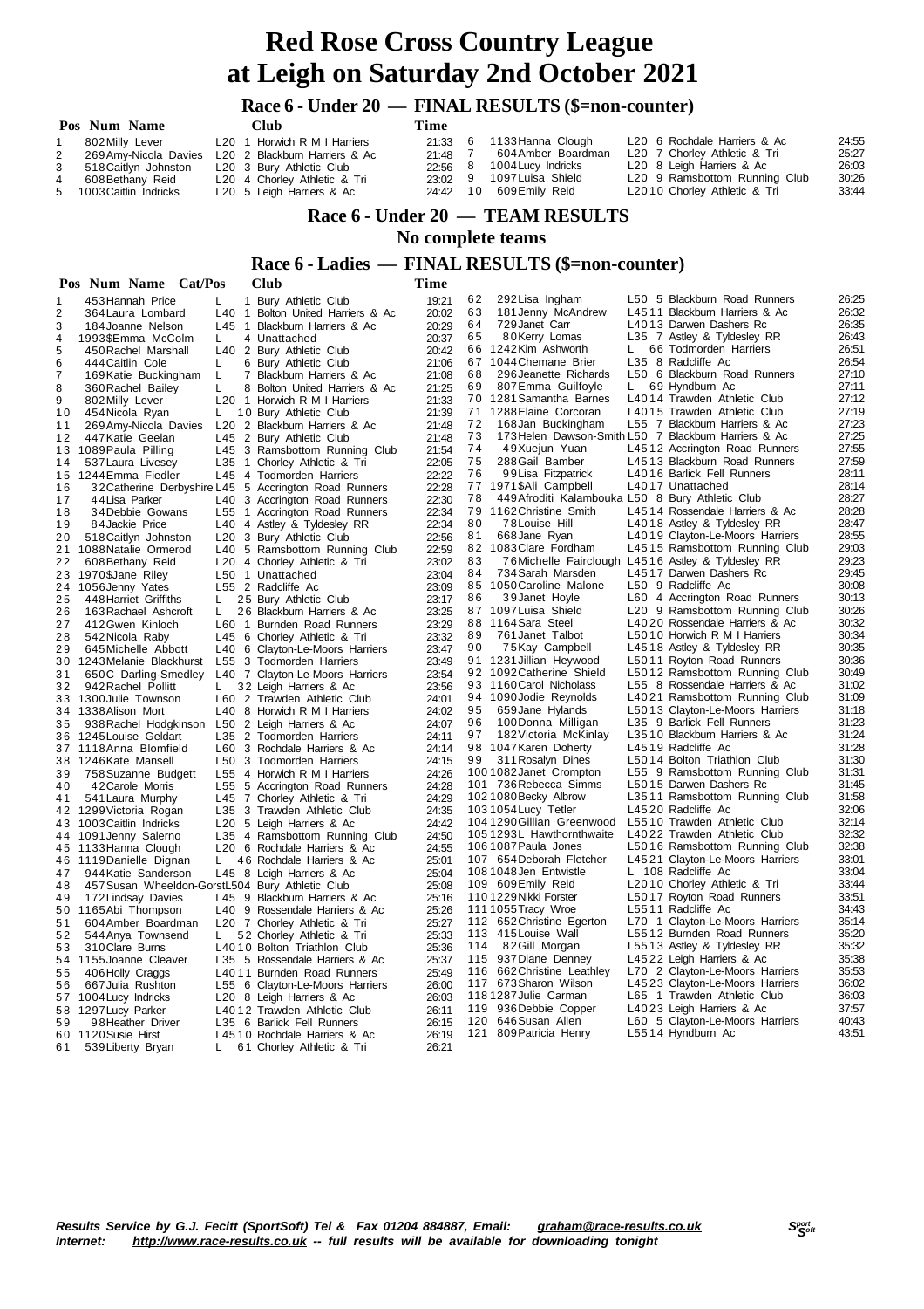# Red Rose Cross Country League at Leigh on Saturday 2nd October 2021

## Race 6 - Under 20 — FINAL RESULTS ($=non-counter)

| Pos | Num | Name | Cat/Pos | Club | Time |
|---|---|---|---|---|---|
| 1 | 802 | Milly Lever | L20 1 | Horwich R M I Harriers | 21:33 |
| 2 | 269 | Amy-Nicola Davies | L20 2 | Blackburn Harriers & Ac | 21:48 |
| 3 | 518 | Caitlyn Johnston | L20 3 | Bury Athletic Club | 22:56 |
| 4 | 608 | Bethany Reid | L20 4 | Chorley Athletic & Tri | 23:02 |
| 5 | 1003 | Caitlin Indricks | L20 5 | Leigh Harriers & Ac | 24:42 |
| 6 | 1133 | Hanna Clough | L20 6 | Rochdale Harriers & Ac | 24:55 |
| 7 | 604 | Amber Boardman | L20 7 | Chorley Athletic & Tri | 25:27 |
| 8 | 1004 | Lucy Indricks | L20 8 | Leigh Harriers & Ac | 26:03 |
| 9 | 1097 | Luisa Shield | L20 9 | Ramsbottom Running Club | 30:26 |
| 10 | 609 | Emily Reid | L20 10 | Chorley Athletic & Tri | 33:44 |

## Race 6 - Under 20 — TEAM RESULTS

No complete teams

## Race 6 - Ladies — FINAL RESULTS ($=non-counter)

| Pos | Num | Name | Cat/Pos | Club | Time |
|---|---|---|---|---|---|
| 1 | 453 | Hannah Price | L 1 | Bury Athletic Club | 19:21 |
| 2 | 364 | Laura Lombard | L40 1 | Bolton United Harriers & Ac | 20:02 |
| 3 | 184 | Joanne Nelson | L45 1 | Blackburn Harriers & Ac | 20:29 |
| 4 | 1993 | $Emma McColm | L 4 | Unattached | 20:37 |
| 5 | 450 | Rachel Marshall | L40 2 | Bury Athletic Club | 20:42 |
| 6 | 444 | Caitlin Cole | L 6 | Bury Athletic Club | 21:06 |
| 7 | 169 | Katie Buckingham | L 7 | Blackburn Harriers & Ac | 21:08 |
| 8 | 360 | Rachel Bailey | L 8 | Bolton United Harriers & Ac | 21:25 |
| 9 | 802 | Milly Lever | L20 1 | Horwich R M I Harriers | 21:33 |
| 10 | 454 | Nicola Ryan | L 10 | Bury Athletic Club | 21:39 |
| 11 | 269 | Amy-Nicola Davies | L20 2 | Blackburn Harriers & Ac | 21:48 |
| 12 | 447 | Katie Geelan | L45 2 | Bury Athletic Club | 21:48 |
| 13 | 1089 | Paula Pilling | L45 3 | Ramsbottom Running Club | 21:54 |
| 14 | 537 | Laura Livesey | L35 1 | Chorley Athletic & Tri | 22:05 |
| 15 | 1244 | Emma Fiedler | L45 4 | Todmorden Harriers | 22:22 |
| 16 | 32 | Catherine Derbyshire | L45 5 | Accrington Road Runners | 22:28 |
| 17 | 44 | Lisa Parker | L40 3 | Accrington Road Runners | 22:30 |
| 18 | 34 | Debbie Gowans | L55 1 | Accrington Road Runners | 22:34 |
| 19 | 84 | Jackie Price | L40 4 | Astley & Tyldesley RR | 22:34 |
| 20 | 518 | Caitlyn Johnston | L20 3 | Bury Athletic Club | 22:56 |
| 21 | 1088 | Natalie Ormerod | L40 5 | Ramsbottom Running Club | 22:59 |
| 22 | 608 | Bethany Reid | L20 4 | Chorley Athletic & Tri | 23:02 |
| 23 | 1970 | $Jane Riley | L50 1 | Unattached | 23:04 |
| 24 | 1056 | Jenny Yates | L55 2 | Radcliffe Ac | 23:09 |
| 25 | 448 | Harriet Griffiths | L 25 | Bury Athletic Club | 23:17 |
| 26 | 163 | Rachael Ashcroft | L 26 | Blackburn Harriers & Ac | 23:25 |
| 27 | 412 | Gwen Kinloch | L60 1 | Burnden Road Runners | 23:29 |
| 28 | 542 | Nicola Raby | L45 6 | Chorley Athletic & Tri | 23:32 |
| 29 | 645 | Michelle Abbott | L40 6 | Clayton-Le-Moors Harriers | 23:47 |
| 30 | 1243 | Melanie Blackhurst | L55 3 | Todmorden Harriers | 23:49 |
| 31 | 650 | C Darling-Smedley | L40 7 | Clayton-Le-Moors Harriers | 23:54 |
| 32 | 942 | Rachel Pollitt | L 32 | Leigh Harriers & Ac | 23:56 |
| 33 | 1300 | Julie Townson | L60 2 | Trawden Athletic Club | 24:01 |
| 34 | 1338 | Alison Mort | L40 8 | Horwich R M I Harriers | 24:02 |
| 35 | 938 | Rachel Hodgkinson | L50 2 | Leigh Harriers & Ac | 24:07 |
| 36 | 1245 | Louise Geldart | L35 2 | Todmorden Harriers | 24:11 |
| 37 | 1118 | Anna Blomfield | L60 3 | Rochdale Harriers & Ac | 24:14 |
| 38 | 1246 | Kate Mansell | L50 3 | Todmorden Harriers | 24:15 |
| 39 | 758 | Suzanne Budgett | L55 4 | Horwich R M I Harriers | 24:26 |
| 40 | 42 | Carole Morris | L55 5 | Accrington Road Runners | 24:28 |
| 41 | 541 | Laura Murphy | L45 7 | Chorley Athletic & Tri | 24:29 |
| 42 | 1299 | Victoria Rogan | L35 3 | Trawden Athletic Club | 24:35 |
| 43 | 1003 | Caitlin Indricks | L20 5 | Leigh Harriers & Ac | 24:42 |
| 44 | 1091 | Jenny Salerno | L35 4 | Ramsbottom Running Club | 24:50 |
| 45 | 1133 | Hanna Clough | L20 6 | Rochdale Harriers & Ac | 24:55 |
| 46 | 1119 | Danielle Dignan | L 46 | Rochdale Harriers & Ac | 25:01 |
| 47 | 944 | Katie Sanderson | L45 8 | Leigh Harriers & Ac | 25:04 |
| 48 | 457 | Susan Wheeldon-Gorst | L50 4 | Bury Athletic Club | 25:08 |
| 49 | 172 | Lindsay Davies | L45 9 | Blackburn Harriers & Ac | 25:16 |
| 50 | 1165 | Abi Thompson | L40 9 | Rossendale Harriers & Ac | 25:26 |
| 51 | 604 | Amber Boardman | L20 7 | Chorley Athletic & Tri | 25:27 |
| 52 | 544 | Anya Townsend | L 52 | Chorley Athletic & Tri | 25:33 |
| 53 | 310 | Clare Burns | L40 10 | Bolton Triathlon Club | 25:36 |
| 54 | 1155 | Joanne Cleaver | L35 5 | Rossendale Harriers & Ac | 25:37 |
| 55 | 406 | Holly Craggs | L40 11 | Burnden Road Runners | 25:49 |
| 56 | 667 | Julia Rushton | L55 6 | Clayton-Le-Moors Harriers | 26:00 |
| 57 | 1004 | Lucy Indricks | L20 8 | Leigh Harriers & Ac | 26:03 |
| 58 | 1297 | Lucy Parker | L40 12 | Trawden Athletic Club | 26:11 |
| 59 | 98 | Heather Driver | L35 6 | Barlick Fell Runners | 26:15 |
| 60 | 1120 | Susie Hirst | L45 10 | Rochdale Harriers & Ac | 26:19 |
| 61 | 539 | Liberty Bryan | L 61 | Chorley Athletic & Tri | 26:21 |
| 62 | 292 | Lisa Ingham | L50 5 | Blackburn Road Runners | 26:25 |
| 63 | 181 | Jenny McAndrew | L45 11 | Blackburn Harriers & Ac | 26:32 |
| 64 | 729 | Janet Carr | L40 13 | Darwen Dashers Rc | 26:35 |
| 65 | 80 | Kerry Lomas | L35 7 | Astley & Tyldesley RR | 26:43 |
| 66 | 1242 | Kim Ashworth | L 66 | Todmorden Harriers | 26:51 |
| 67 | 1044 | Chemane Brier | L35 8 | Radcliffe Ac | 26:54 |
| 68 | 296 | Jeanette Richards | L50 6 | Blackburn Road Runners | 27:10 |
| 69 | 807 | Emma Guilfoyle | L 69 | Hyndburn Ac | 27:11 |
| 70 | 1281 | Samantha Barnes | L40 14 | Trawden Athletic Club | 27:12 |
| 71 | 1288 | Elaine Corcoran | L40 15 | Trawden Athletic Club | 27:19 |
| 72 | 168 | Jan Buckingham | L55 7 | Blackburn Harriers & Ac | 27:23 |
| 73 | 173 | Helen Dawson-Smith | L50 7 | Blackburn Harriers & Ac | 27:25 |
| 74 | 49 | Xuejun Yuan | L45 12 | Accrington Road Runners | 27:55 |
| 75 | 288 | Gail Bamber | L45 13 | Blackburn Road Runners | 27:59 |
| 76 | 99 | Lisa Fitzpatrick | L40 16 | Barlick Fell Runners | 28:11 |
| 77 | 1971 | $Ali Campbell | L40 17 | Unattached | 28:14 |
| 78 | 449 | Afroditi Kalambouka | L50 8 | Bury Athletic Club | 28:27 |
| 79 | 1162 | Christine Smith | L45 14 | Rossendale Harriers & Ac | 28:28 |
| 80 | 78 | Louise Hill | L40 18 | Astley & Tyldesley RR | 28:47 |
| 81 | 668 | Jane Ryan | L40 19 | Clayton-Le-Moors Harriers | 28:55 |
| 82 | 1083 | Clare Fordham | L45 15 | Ramsbottom Running Club | 29:03 |
| 83 | 76 | Michelle Fairclough | L45 16 | Astley & Tyldesley RR | 29:23 |
| 84 | 734 | Sarah Marsden | L45 17 | Darwen Dashers Rc | 29:45 |
| 85 | 1050 | Caroline Malone | L50 9 | Radcliffe Ac | 30:08 |
| 86 | 39 | Janet Hoyle | L60 4 | Accrington Road Runners | 30:13 |
| 87 | 1097 | Luisa Shield | L20 9 | Ramsbottom Running Club | 30:26 |
| 88 | 1164 | Sara Steel | L40 20 | Rossendale Harriers & Ac | 30:32 |
| 89 | 761 | Janet Talbot | L50 10 | Horwich R M I Harriers | 30:34 |
| 90 | 75 | Kay Campbell | L45 18 | Astley & Tyldesley RR | 30:35 |
| 91 | 1231 | Jillian Heywood | L50 11 | Royton Road Runners | 30:36 |
| 92 | 1092 | Catherine Shield | L50 12 | Ramsbottom Running Club | 30:49 |
| 93 | 1160 | Carol Nicholass | L55 8 | Rossendale Harriers & Ac | 31:02 |
| 94 | 1090 | Jodie Reynolds | L40 21 | Ramsbottom Running Club | 31:09 |
| 95 | 659 | Jane Hylands | L50 13 | Clayton-Le-Moors Harriers | 31:18 |
| 96 | 100 | Donna Milligan | L35 9 | Barlick Fell Runners | 31:23 |
| 97 | 182 | Victoria McKinlay | L35 10 | Blackburn Harriers & Ac | 31:24 |
| 98 | 1047 | Karen Doherty | L45 19 | Radcliffe Ac | 31:28 |
| 99 | 311 | Rosalyn Dines | L50 14 | Bolton Triathlon Club | 31:30 |
| 100 | 1082 | Janet Crompton | L55 9 | Ramsbottom Running Club | 31:31 |
| 101 | 736 | Rebecca Simms | L50 15 | Darwen Dashers Rc | 31:45 |
| 102 | 1080 | Becky Albrow | L35 11 | Ramsbottom Running Club | 31:58 |
| 103 | 1054 | Lucy Tetler | L45 20 | Radcliffe Ac | 32:06 |
| 104 | 1290 | Gillian Greenwood | L55 10 | Trawden Athletic Club | 32:14 |
| 105 | 1293 | L Hawthornthwaite | L40 22 | Trawden Athletic Club | 32:32 |
| 106 | 1087 | Paula Jones | L50 16 | Ramsbottom Running Club | 32:38 |
| 107 | 654 | Deborah Fletcher | L45 21 | Clayton-Le-Moors Harriers | 33:01 |
| 108 | 1048 | Jen Entwistle | L 108 | Radcliffe Ac | 33:04 |
| 109 | 609 | Emily Reid | L20 10 | Chorley Athletic & Tri | 33:44 |
| 110 | 1229 | Nikki Forster | L50 17 | Royton Road Runners | 33:51 |
| 111 | 1055 | Tracy Wroe | L55 11 | Radcliffe Ac | 34:43 |
| 112 | 652 | Christine Egerton | L70 1 | Clayton-Le-Moors Harriers | 35:14 |
| 113 | 415 | Louise Wall | L55 12 | Burnden Road Runners | 35:20 |
| 114 | 82 | Gill Morgan | L55 13 | Astley & Tyldesley RR | 35:32 |
| 115 | 937 | Diane Denney | L45 22 | Leigh Harriers & Ac | 35:38 |
| 116 | 662 | Christine Leathley | L70 2 | Clayton-Le-Moors Harriers | 35:53 |
| 117 | 673 | Sharon Wilson | L45 23 | Clayton-Le-Moors Harriers | 36:02 |
| 118 | 1287 | Julie Carman | L65 1 | Trawden Athletic Club | 36:03 |
| 119 | 936 | Debbie Copper | L40 23 | Leigh Harriers & Ac | 37:57 |
| 120 | 646 | Susan Allen | L60 5 | Clayton-Le-Moors Harriers | 40:43 |
| 121 | 809 | Patricia Henry | L55 14 | Hyndburn Ac | 43:51 |

*Results Service by G.J. Fecitt (SportSoft) Tel & Fax 01204 884887, Email: graham@race-results.co.uk*
*Internet: http://www.race-results.co.uk -- full results will be available for downloading tonight*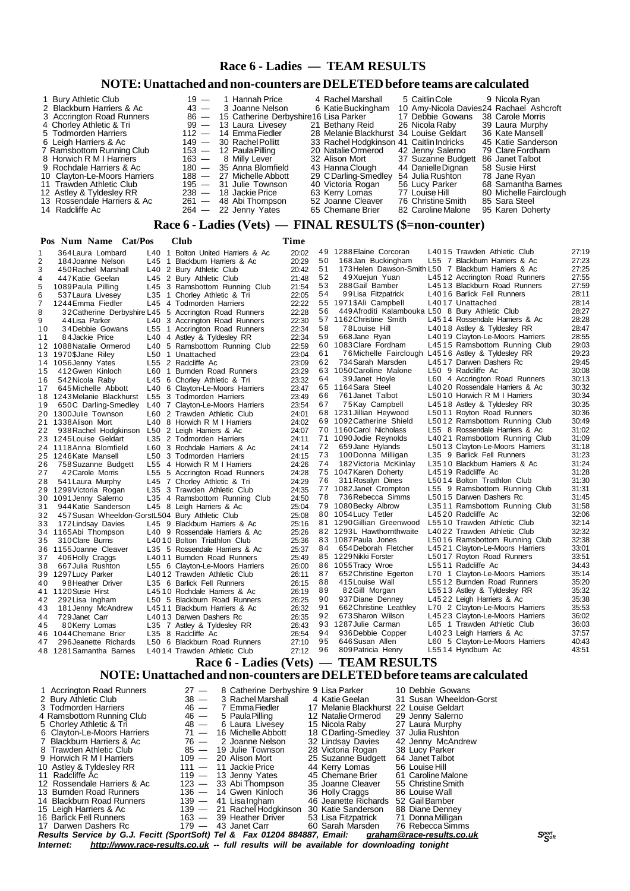## Race 6 - Ladies — TEAM RESULTS

### NOTE: Unattached and non-counters are DELETED before teams are calculated

| Pos | Team | Points | | | | |
|---|---|---|---|---|---|---|
| 1 | Bury Athletic Club | 19 | 1 Hannah Price | 4 Rachel Marshall | 5 Caitlin Cole | 9 Nicola Ryan |
| 2 | Blackburn Harriers & Ac | 43 | 3 Joanne Nelson | 6 Katie Buckingham | 10 Amy-Nicola Davies | 24 Rachael Ashcroft |
| 3 | Accrington Road Runners | 86 | 15 Catherine Derbyshire | 16 Lisa Parker | 17 Debbie Gowans | 38 Carole Morris |
| 4 | Chorley Athletic & Tri | 99 | 13 Laura Livesey | 21 Bethany Reid | 26 Nicola Raby | 39 Laura Murphy |
| 5 | Todmorden Harriers | 112 | 14 Emma Fiedler | 28 Melanie Blackhurst | 34 Louise Geldart | 36 Kate Mansell |
| 6 | Leigh Harriers & Ac | 149 | 30 Rachel Pollitt | 33 Rachel Hodgkinson | 41 Caitlin Indricks | 45 Katie Sanderson |
| 7 | Ramsbottom Running Club | 153 | 12 Paula Pilling | 20 Natalie Ormerod | 42 Jenny Salerno | 79 Clare Fordham |
| 8 | Horwich R M I Harriers | 163 | 8 Milly Lever | 32 Alison Mort | 37 Suzanne Budgett | 86 Janet Talbot |
| 9 | Rochdale Harriers & Ac | 180 | 35 Anna Blomfield | 43 Hanna Clough | 44 Danielle Dignan | 58 Susie Hirst |
| 10 | Clayton-Le-Moors Harriers | 188 | 27 Michelle Abbott | 29 C Darling-Smedley | 54 Julia Rushton | 78 Jane Ryan |
| 11 | Trawden Athletic Club | 195 | 31 Julie Townson | 40 Victoria Rogan | 56 Lucy Parker | 68 Samantha Barnes |
| 12 | Astley & Tyldesley RR | 238 | 18 Jackie Price | 63 Kerry Lomas | 77 Louise Hill | 80 Michelle Fairclough |
| 13 | Rossendale Harriers & Ac | 261 | 48 Abi Thompson | 52 Joanne Cleaver | 76 Christine Smith | 85 Sara Steel |
| 14 | Radcliffe Ac | 264 | 22 Jenny Yates | 65 Chemane Brier | 82 Caroline Malone | 95 Karen Doherty |

## Race 6 - Ladies (Vets) — FINAL RESULTS ($=non-counter)

| Pos | Num | Name | Cat/Pos | Club | Time |
|---|---|---|---|---|---|
| 1 | 364 | Laura Lombard | L40 1 | Bolton United Harriers & Ac | 20:02 |
| 2 | 184 | Joanne Nelson | L45 1 | Blackburn Harriers & Ac | 20:29 |
| 3 | 450 | Rachel Marshall | L40 2 | Bury Athletic Club | 20:42 |
| 4 | 447 | Katie Geelan | L45 2 | Bury Athletic Club | 21:48 |
| 5 | 1089 | Paula Pilling | L45 3 | Ramsbottom Running Club | 21:54 |
| 6 | 537 | Laura Livesey | L35 1 | Chorley Athletic & Tri | 22:05 |
| 7 | 1244 | Emma Fiedler | L45 4 | Todmorden Harriers | 22:22 |
| 8 | 32 | Catherine Derbyshire | L45 5 | Accrington Road Runners | 22:28 |
| 9 | 44 | Lisa Parker | L40 3 | Accrington Road Runners | 22:30 |
| 10 | 34 | Debbie Gowans | L55 1 | Accrington Road Runners | 22:34 |
| 11 | 84 | Jackie Price | L40 4 | Astley & Tyldesley RR | 22:34 |
| 12 | 1088 | Natalie Ormerod | L40 5 | Ramsbottom Running Club | 22:59 |
| 13 | 1970 | $Jane Riley | L50 1 | Unattached | 23:04 |
| 14 | 1056 | Jenny Yates | L55 2 | Radcliffe Ac | 23:09 |
| 15 | 412 | Gwen Kinloch | L60 1 | Burnden Road Runners | 23:29 |
| 16 | 542 | Nicola Raby | L45 6 | Chorley Athletic & Tri | 23:32 |
| 17 | 645 | Michelle Abbott | L40 6 | Clayton-Le-Moors Harriers | 23:47 |
| 18 | 1243 | Melanie Blackhurst | L55 3 | Todmorden Harriers | 23:49 |
| 19 | 650 | C Darling-Smedley | L40 7 | Clayton-Le-Moors Harriers | 23:54 |
| 20 | 1300 | Julie Townson | L60 2 | Trawden Athletic Club | 24:01 |
| 21 | 1338 | Alison Mort | L40 8 | Horwich R M I Harriers | 24:02 |
| 22 | 938 | Rachel Hodgkinson | L50 2 | Leigh Harriers & Ac | 24:07 |
| 23 | 1245 | Louise Geldart | L35 2 | Todmorden Harriers | 24:11 |
| 24 | 1118 | Anna Blomfield | L60 3 | Rochdale Harriers & Ac | 24:14 |
| 25 | 1246 | Kate Mansell | L50 3 | Todmorden Harriers | 24:15 |
| 26 | 758 | Suzanne Budgett | L55 4 | Horwich R M I Harriers | 24:26 |
| 27 | 42 | Carole Morris | L55 5 | Accrington Road Runners | 24:28 |
| 28 | 541 | Laura Murphy | L45 7 | Chorley Athletic & Tri | 24:29 |
| 29 | 1299 | Victoria Rogan | L35 3 | Trawden Athletic Club | 24:35 |
| 30 | 1091 | Jenny Salerno | L35 4 | Ramsbottom Running Club | 24:50 |
| 31 | 944 | Katie Sanderson | L45 8 | Leigh Harriers & Ac | 25:04 |
| 32 | 457 | Susan Wheeldon-Gorst | L50 4 | Bury Athletic Club | 25:08 |
| 33 | 172 | Lindsay Davies | L45 9 | Blackburn Harriers & Ac | 25:16 |
| 34 | 1165 | Abi Thompson | L40 9 | Rossendale Harriers & Ac | 25:26 |
| 35 | 310 | Clare Burns | L40 10 | Bolton Triathlon Club | 25:36 |
| 36 | 1155 | Joanne Cleaver | L35 5 | Rossendale Harriers & Ac | 25:37 |
| 37 | 406 | Holly Craggs | L40 11 | Burnden Road Runners | 25:49 |
| 38 | 667 | Julia Rushton | L55 6 | Clayton-Le-Moors Harriers | 26:00 |
| 39 | 1297 | Lucy Parker | L40 12 | Trawden Athletic Club | 26:11 |
| 40 | 98 | Heather Driver | L35 6 | Barlick Fell Runners | 26:15 |
| 41 | 1120 | Susie Hirst | L45 10 | Rochdale Harriers & Ac | 26:19 |
| 42 | 292 | Lisa Ingham | L50 5 | Blackburn Road Runners | 26:25 |
| 43 | 181 | Jenny McAndrew | L45 11 | Blackburn Harriers & Ac | 26:32 |
| 44 | 729 | Janet Carr | L40 13 | Darwen Dashers Rc | 26:35 |
| 45 | 80 | Kerry Lomas | L35 7 | Astley & Tyldesley RR | 26:43 |
| 46 | 1044 | Chemane Brier | L35 8 | Radcliffe Ac | 26:54 |
| 47 | 296 | Jeanette Richards | L50 6 | Blackburn Road Runners | 27:10 |
| 48 | 1281 | Samantha Barnes | L40 14 | Trawden Athletic Club | 27:12 |
| 49 | 1288 | Elaine Corcoran | L40 15 | Trawden Athletic Club | 27:19 |
| 50 | 168 | Jan Buckingham | L55 7 | Blackburn Harriers & Ac | 27:23 |
| 51 | 173 | Helen Dawson-Smith | L50 7 | Blackburn Harriers & Ac | 27:25 |
| 52 | 49 | Xuejun Yuan | L45 12 | Accrington Road Runners | 27:55 |
| 53 | 288 | Gail Bamber | L45 13 | Blackburn Road Runners | 27:59 |
| 54 | 99 | Lisa Fitzpatrick | L40 16 | Barlick Fell Runners | 28:11 |
| 55 | 1971 | $Ali Campbell | L40 17 | Unattached | 28:14 |
| 56 | 449 | Afroditi Kalambouka | L50 8 | Bury Athletic Club | 28:27 |
| 57 | 1162 | Christine Smith | L45 14 | Rossendale Harriers & Ac | 28:28 |
| 58 | 78 | Louise Hill | L40 18 | Astley & Tyldesley RR | 28:47 |
| 59 | 668 | Jane Ryan | L40 19 | Clayton-Le-Moors Harriers | 28:55 |
| 60 | 1083 | Clare Fordham | L45 15 | Ramsbottom Running Club | 29:03 |
| 61 | 76 | Michelle Fairclough | L45 16 | Astley & Tyldesley RR | 29:23 |
| 62 | 734 | Sarah Marsden | L45 17 | Darwen Dashers Rc | 29:45 |
| 63 | 1050 | Caroline Malone | L50 9 | Radcliffe Ac | 30:08 |
| 64 | 39 | Janet Hoyle | L60 4 | Accrington Road Runners | 30:13 |
| 65 | 1164 | Sara Steel | L40 20 | Rossendale Harriers & Ac | 30:32 |
| 66 | 761 | Janet Talbot | L50 10 | Horwich R M I Harriers | 30:34 |
| 67 | 75 | Kay Campbell | L45 18 | Astley & Tyldesley RR | 30:35 |
| 68 | 1231 | Jillian Heywood | L50 11 | Royton Road Runners | 30:36 |
| 69 | 1092 | Catherine Shield | L50 12 | Ramsbottom Running Club | 30:49 |
| 70 | 1160 | Carol Nicholass | L55 8 | Rossendale Harriers & Ac | 31:02 |
| 71 | 1090 | Jodie Reynolds | L40 21 | Ramsbottom Running Club | 31:09 |
| 72 | 659 | Jane Hylands | L50 13 | Clayton-Le-Moors Harriers | 31:18 |
| 73 | 100 | Donna Milligan | L35 9 | Barlick Fell Runners | 31:23 |
| 74 | 182 | Victoria McKinlay | L35 10 | Blackburn Harriers & Ac | 31:24 |
| 75 | 1047 | Karen Doherty | L45 19 | Radcliffe Ac | 31:28 |
| 76 | 311 | Rosalyn Dines | L50 14 | Bolton Triathlon Club | 31:30 |
| 77 | 1082 | Janet Crompton | L55 9 | Ramsbottom Running Club | 31:31 |
| 78 | 736 | Rebecca Simms | L50 15 | Darwen Dashers Rc | 31:45 |
| 79 | 1080 | Becky Albrow | L35 11 | Ramsbottom Running Club | 31:58 |
| 80 | 1054 | Lucy Tetler | L45 20 | Radcliffe Ac | 32:06 |
| 81 | 1290 | Gillian Greenwood | L55 10 | Trawden Athletic Club | 32:14 |
| 82 | 1293 | L Hawthornthwaite | L40 22 | Trawden Athletic Club | 32:32 |
| 83 | 1087 | Paula Jones | L50 16 | Ramsbottom Running Club | 32:38 |
| 84 | 654 | Deborah Fletcher | L45 21 | Clayton-Le-Moors Harriers | 33:01 |
| 85 | 1229 | Nikki Forster | L50 17 | Royton Road Runners | 33:51 |
| 86 | 1055 | Tracy Wroe | L55 11 | Radcliffe Ac | 34:43 |
| 87 | 652 | Christine Egerton | L70 1 | Clayton-Le-Moors Harriers | 35:14 |
| 88 | 415 | Louise Wall | L55 12 | Burnden Road Runners | 35:20 |
| 89 | 82 | Gill Morgan | L55 13 | Astley & Tyldesley RR | 35:32 |
| 90 | 937 | Diane Denney | L45 22 | Leigh Harriers & Ac | 35:38 |
| 91 | 662 | Christine Leathley | L70 2 | Clayton-Le-Moors Harriers | 35:53 |
| 92 | 673 | Sharon Wilson | L45 23 | Clayton-Le-Moors Harriers | 36:02 |
| 93 | 1287 | Julie Carman | L65 1 | Trawden Athletic Club | 36:03 |
| 94 | 936 | Debbie Copper | L40 23 | Leigh Harriers & Ac | 37:57 |
| 95 | 646 | Susan Allen | L60 5 | Clayton-Le-Moors Harriers | 40:43 |
| 96 | 809 | Patricia Henry | L55 14 | Hyndburn Ac | 43:51 |

## Race 6 - Ladies (Vets) — TEAM RESULTS

### NOTE: Unattached and non-counters are DELETED before teams are calculated

| Pos | Team | Points | | | |
|---|---|---|---|---|---|
| 1 | Accrington Road Runners | 27 | 8 Catherine Derbyshire | 9 Lisa Parker | 10 Debbie Gowans |
| 2 | Bury Athletic Club | 38 | 3 Rachel Marshall | 4 Katie Geelan | 31 Susan Wheeldon-Gorst |
| 3 | Todmorden Harriers | 46 | 7 Emma Fiedler | 17 Melanie Blackhurst | 22 Louise Geldart |
| 4 | Ramsbottom Running Club | 46 | 5 Paula Pilling | 12 Natalie Ormerod | 29 Jenny Salerno |
| 5 | Chorley Athletic & Tri | 48 | 6 Laura Livesey | 15 Nicola Raby | 27 Laura Murphy |
| 6 | Clayton-Le-Moors Harriers | 71 | 16 Michelle Abbott | 18 C Darling-Smedley | 37 Julia Rushton |
| 7 | Blackburn Harriers & Ac | 76 | 2 Joanne Nelson | 32 Lindsay Davies | 42 Jenny McAndrew |
| 8 | Trawden Athletic Club | 85 | 19 Julie Townson | 28 Victoria Rogan | 38 Lucy Parker |
| 9 | Horwich R M I Harriers | 109 | 20 Alison Mort | 25 Suzanne Budgett | 64 Janet Talbot |
| 10 | Astley & Tyldesley RR | 111 | 11 Jackie Price | 44 Kerry Lomas | 56 Louise Hill |
| 11 | Radcliffe Ac | 119 | 13 Jenny Yates | 45 Chemane Brier | 61 Caroline Malone |
| 12 | Rossendale Harriers & Ac | 123 | 33 Abi Thompson | 35 Joanne Cleaver | 55 Christine Smith |
| 13 | Burnden Road Runners | 136 | 14 Gwen Kinloch | 36 Holly Craggs | 86 Louise Wall |
| 14 | Blackburn Road Runners | 139 | 41 Lisa Ingham | 46 Jeanette Richards | 52 Gail Bamber |
| 15 | Leigh Harriers & Ac | 139 | 21 Rachel Hodgkinson | 30 Katie Sanderson | 88 Diane Denney |
| 16 | Barlick Fell Runners | 163 | 39 Heather Driver | 53 Lisa Fitzpatrick | 71 Donna Milligan |
| 17 | Darwen Dashers Rc | 179 | 43 Janet Carr | 60 Sarah Marsden | 76 Rebecca Simms |

***Results Service by G.J. Fecitt (SportSoft) Tel & Fax 01204 884887, Email: graham@race-results.co.uk***

***Internet: http://www.race-results.co.uk -- full results will be available for downloading tonight***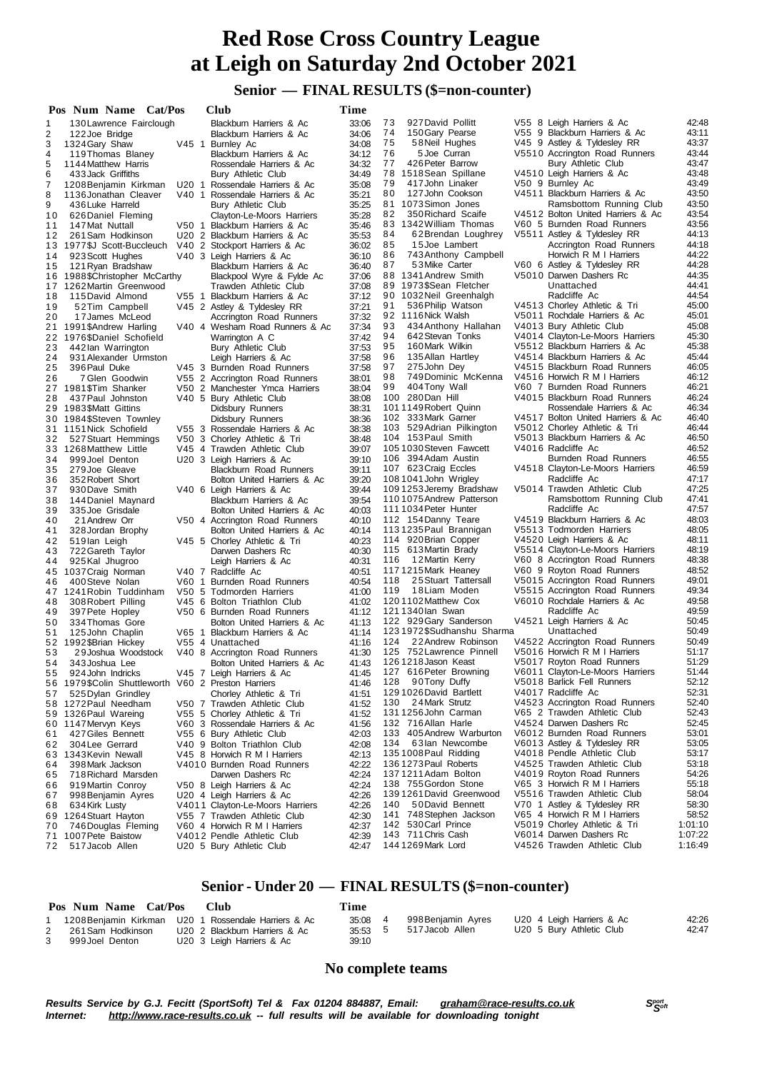# Red Rose Cross Country League at Leigh on Saturday 2nd October 2021

## Senior — FINAL RESULTS ($=non-counter)

| Pos | Num | Name | Cat/Pos | Club | Time |
|---|---|---|---|---|---|
| 1 | 130 | Lawrence Fairclough | | Blackburn Harriers & Ac | 33:06 |
| 2 | 122 | Joe Bridge | | Blackburn Harriers & Ac | 34:06 |
| 3 | 1324 | Gary Shaw | V45 1 | Burnley Ac | 34:08 |
| 4 | 119 | Thomas Blaney | | Blackburn Harriers & Ac | 34:12 |
| 5 | 1144 | Matthew Harris | | Rossendale Harriers & Ac | 34:32 |
| 6 | 433 | Jack Griffiths | | Bury Athletic Club | 34:49 |
| 7 | 1208 | Benjamin Kirkman | U20 1 | Rossendale Harriers & Ac | 35:08 |
| 8 | 1136 | Jonathan Cleaver | V40 1 | Rossendale Harriers & Ac | 35:21 |
| 9 | 436 | Luke Harreld | | Bury Athletic Club | 35:25 |
| 10 | 626 | Daniel Fleming | | Clayton-Le-Moors Harriers | 35:28 |
| 11 | 147 | Mat Nuttall | V50 1 | Blackburn Harriers & Ac | 35:46 |
| 12 | 261 | Sam Hodkinson | U20 2 | Blackburn Harriers & Ac | 35:53 |
| 13 | 1977 | $J Scott-Buccleuch | V40 2 | Stockport Harriers & Ac | 36:02 |
| 14 | 923 | Scott Hughes | V40 3 | Leigh Harriers & Ac | 36:10 |
| 15 | 121 | Ryan Bradshaw | | Blackburn Harriers & Ac | 36:40 |
| 16 | 1988 | $Christopher McCarthy | | Blackpool Wyre & Fylde Ac | 37:06 |
| 17 | 1262 | Martin Greenwood | | Trawden Athletic Club | 37:08 |
| 18 | 115 | David Almond | V55 1 | Blackburn Harriers & Ac | 37:12 |
| 19 | 52 | Tim Campbell | V45 2 | Astley & Tyldesley RR | 37:21 |
| 20 | 17 | James McLeod | | Accrington Road Runners | 37:32 |
| 21 | 1991 | $Andrew Harling | V40 4 | Wesham Road Runners & Ac | 37:34 |
| 22 | 1976 | $Daniel Schofield | | Warrington A C | 37:42 |
| 23 | 442 | Ian Warrington | | Bury Athletic Club | 37:53 |
| 24 | 931 | Alexander Urmston | | Leigh Harriers & Ac | 37:58 |
| 25 | 396 | Paul Duke | V45 3 | Burnden Road Runners | 37:58 |
| 26 | 7 | Glen Goodwin | V55 2 | Accrington Road Runners | 38:01 |
| 27 | 1981 | $Tim Shanker | V50 2 | Manchester Ymca Harriers | 38:04 |
| 28 | 437 | Paul Johnston | V40 5 | Bury Athletic Club | 38:08 |
| 29 | 1983 | $Matt Gittins | | Didsbury Runners | 38:31 |
| 30 | 1984 | $Steven Townley | | Didsbury Runners | 38:36 |
| 31 | 1151 | Nick Schofield | V55 3 | Rossendale Harriers & Ac | 38:38 |
| 32 | 527 | Stuart Hemmings | V50 3 | Chorley Athletic & Tri | 38:48 |
| 33 | 1268 | Matthew Little | V45 4 | Trawden Athletic Club | 39:07 |
| 34 | 999 | Joel Denton | U20 3 | Leigh Harriers & Ac | 39:10 |
| 35 | 279 | Joe Gleave | | Blackburn Road Runners | 39:11 |
| 36 | 352 | Robert Short | | Bolton United Harriers & Ac | 39:20 |
| 37 | 930 | Dave Smith | V40 6 | Leigh Harriers & Ac | 39:44 |
| 38 | 144 | Daniel Maynard | | Blackburn Harriers & Ac | 39:54 |
| 39 | 335 | Joe Grisdale | | Bolton United Harriers & Ac | 40:03 |
| 40 | 21 | Andrew Orr | V50 4 | Accrington Road Runners | 40:10 |
| 41 | 328 | Jordan Brophy | | Bolton United Harriers & Ac | 40:14 |
| 42 | 519 | Ian Leigh | V45 5 | Chorley Athletic & Tri | 40:23 |
| 43 | 722 | Gareth Taylor | | Darwen Dashers Rc | 40:30 |
| 44 | 925 | Kal Jhugroo | | Leigh Harriers & Ac | 40:31 |
| 45 | 1037 | Craig Norman | V40 7 | Radcliffe Ac | 40:51 |
| 46 | 400 | Steve Nolan | V60 1 | Burnden Road Runners | 40:54 |
| 47 | 1241 | Robin Tuddinham | V50 5 | Todmorden Harriers | 41:00 |
| 48 | 308 | Robert Pilling | V45 6 | Bolton Triathlon Club | 41:02 |
| 49 | 397 | Pete Hopley | V50 6 | Burnden Road Runners | 41:12 |
| 50 | 334 | Thomas Gore | | Bolton United Harriers & Ac | 41:13 |
| 51 | 125 | John Chaplin | V65 1 | Blackburn Harriers & Ac | 41:14 |
| 52 | 1992 | $Brian Hickey | V55 4 | Unattached | 41:16 |
| 53 | 29 | Joshua Woodstock | V40 8 | Accrington Road Runners | 41:30 |
| 54 | 343 | Joshua Lee | | Bolton United Harriers & Ac | 41:43 |
| 55 | 924 | John Indricks | V45 7 | Leigh Harriers & Ac | 41:45 |
| 56 | 1979 | $Colin Shuttleworth | V60 2 | Preston Harriers | 41:46 |
| 57 | 525 | Dylan Grindley | | Chorley Athletic & Tri | 41:51 |
| 58 | 1272 | Paul Needham | V50 7 | Trawden Athletic Club | 41:52 |
| 59 | 1326 | Paul Wareing | V55 5 | Chorley Athletic & Tri | 41:52 |
| 60 | 1147 | Mervyn Keys | V60 3 | Rossendale Harriers & Ac | 41:56 |
| 61 | 427 | Giles Bennett | V55 6 | Bury Athletic Club | 42:03 |
| 62 | 304 | Lee Gerrard | V40 9 | Bolton Triathlon Club | 42:08 |
| 63 | 1343 | Kevin Newall | V45 8 | Horwich R M I Harriers | 42:13 |
| 64 | 398 | Mark Jackson | V40 10 | Burnden Road Runners | 42:22 |
| 65 | 718 | Richard Marsden | | Darwen Dashers Rc | 42:24 |
| 66 | 919 | Martin Conroy | V50 8 | Leigh Harriers & Ac | 42:24 |
| 67 | 998 | Benjamin Ayres | U20 4 | Leigh Harriers & Ac | 42:26 |
| 68 | 634 | Kirk Lusty | V40 11 | Clayton-Le-Moors Harriers | 42:26 |
| 69 | 1264 | Stuart Hayton | V55 7 | Trawden Athletic Club | 42:30 |
| 70 | 746 | Douglas Fleming | V60 4 | Horwich R M I Harriers | 42:37 |
| 71 | 1007 | Pete Baistow | V40 12 | Pendle Athletic Club | 42:39 |
| 72 | 517 | Jacob Allen | U20 5 | Bury Athletic Club | 42:47 |
| 73 | 927 | David Pollitt | V55 8 | Leigh Harriers & Ac | 42:48 |
| 74 | 150 | Gary Pearse | V55 9 | Blackburn Harriers & Ac | 43:11 |
| 75 | 58 | Neil Hughes | V45 9 | Astley & Tyldesley RR | 43:37 |
| 76 | 5 | Joe Curran | V55 10 | Accrington Road Runners | 43:44 |
| 77 | 426 | Peter Barrow | | Bury Athletic Club | 43:47 |
| 78 | 1518 | Sean Spillane | V45 10 | Leigh Harriers & Ac | 43:48 |
| 79 | 417 | John Linaker | V50 9 | Burnley Ac | 43:49 |
| 80 | 127 | John Cookson | V45 11 | Blackburn Harriers & Ac | 43:50 |
| 81 | 1073 | Simon Jones | | Ramsbottom Running Club | 43:50 |
| 82 | 350 | Richard Scaife | V45 12 | Bolton United Harriers & Ac | 43:54 |
| 83 | 1342 | William Thomas | V60 5 | Burnden Road Runners | 43:56 |
| 84 | 62 | Brendan Loughrey | V55 11 | Astley & Tyldesley RR | 44:13 |
| 85 | 15 | Joe Lambert | | Accrington Road Runners | 44:18 |
| 86 | 743 | Anthony Campbell | | Horwich R M I Harriers | 44:22 |
| 87 | 53 | Mike Carter | V60 6 | Astley & Tyldesley RR | 44:28 |
| 88 | 1341 | Andrew Smith | V50 10 | Darwen Dashers Rc | 44:35 |
| 89 | 1973 | $Sean Fletcher | | Unattached | 44:41 |
| 90 | 1032 | Neil Greenhalgh | | Radcliffe Ac | 44:54 |
| 91 | 536 | Philip Watson | V45 13 | Chorley Athletic & Tri | 45:00 |
| 92 | 1116 | Nick Walsh | V50 11 | Rochdale Harriers & Ac | 45:01 |
| 93 | 434 | Anthony Hallahan | V40 13 | Bury Athletic Club | 45:08 |
| 94 | 642 | Stevan Tonks | V40 14 | Clayton-Le-Moors Harriers | 45:30 |
| 95 | 160 | Mark Wilkin | V55 12 | Blackburn Harriers & Ac | 45:38 |
| 96 | 135 | Allan Hartley | V45 14 | Blackburn Harriers & Ac | 45:44 |
| 97 | 275 | John Dey | V45 15 | Blackburn Road Runners | 46:05 |
| 98 | 749 | Dominic McKenna | V45 16 | Horwich R M I Harriers | 46:12 |
| 99 | 404 | Tony Wall | V60 7 | Burnden Road Runners | 46:21 |
| 100 | 280 | Dan Hill | V40 15 | Blackburn Road Runners | 46:24 |
| 101 | 1149 | Robert Quinn | | Rossendale Harriers & Ac | 46:34 |
| 102 | 333 | Mark Garner | V45 17 | Bolton United Harriers & Ac | 46:40 |
| 103 | 529 | Adrian Pilkington | V50 12 | Chorley Athletic & Tri | 46:44 |
| 104 | 153 | Paul Smith | V50 13 | Blackburn Harriers & Ac | 46:50 |
| 105 | 1030 | Steven Fawcett | V40 16 | Radcliffe Ac | 46:52 |
| 106 | 394 | Adam Austin | | Burnden Road Runners | 46:55 |
| 107 | 623 | Craig Eccles | V45 18 | Clayton-Le-Moors Harriers | 46:59 |
| 108 | 1041 | John Wrigley | | Radcliffe Ac | 47:17 |
| 109 | 1253 | Jeremy Bradshaw | V50 14 | Trawden Athletic Club | 47:25 |
| 110 | 1075 | Andrew Patterson | | Ramsbottom Running Club | 47:41 |
| 111 | 1034 | Peter Hunter | | Radcliffe Ac | 47:57 |
| 112 | 154 | Danny Teare | V45 19 | Blackburn Harriers & Ac | 48:03 |
| 113 | 1235 | Paul Brannigan | V55 13 | Todmorden Harriers | 48:05 |
| 114 | 920 | Brian Copper | V45 20 | Leigh Harriers & Ac | 48:11 |
| 115 | 613 | Martin Brady | V55 14 | Clayton-Le-Moors Harriers | 48:19 |
| 116 | 12 | Martin Kerry | V60 8 | Accrington Road Runners | 48:38 |
| 117 | 1215 | Mark Heaney | V60 9 | Royton Road Runners | 48:52 |
| 118 | 25 | Stuart Tattersall | V50 15 | Accrington Road Runners | 49:01 |
| 119 | 18 | Liam Moden | V55 15 | Accrington Road Runners | 49:34 |
| 120 | 1102 | Matthew Cox | V60 10 | Rochdale Harriers & Ac | 49:58 |
| 121 | 1340 | Ian Swan | | Radcliffe Ac | 49:59 |
| 122 | 929 | Gary Sanderson | V45 21 | Leigh Harriers & Ac | 50:45 |
| 123 | 1972 | $Sudhanshu Sharma | | Unattached | 50:49 |
| 124 | 22 | Andrew Robinson | V45 22 | Accrington Road Runners | 50:49 |
| 125 | 752 | Lawrence Pinnell | V50 16 | Horwich R M I Harriers | 51:17 |
| 126 | 1218 | Jason Keast | V50 17 | Royton Road Runners | 51:29 |
| 127 | 616 | Peter Browning | V60 11 | Clayton-Le-Moors Harriers | 51:44 |
| 128 | 90 | Tony Duffy | V50 18 | Barlick Fell Runners | 52:12 |
| 129 | 1026 | David Bartlett | V40 17 | Radcliffe Ac | 52:31 |
| 130 | 24 | Mark Strutz | V45 23 | Accrington Road Runners | 52:40 |
| 131 | 1256 | John Carman | V65 2 | Trawden Athletic Club | 52:43 |
| 132 | 716 | Allan Harle | V45 24 | Darwen Dashers Rc | 52:45 |
| 133 | 405 | Andrew Warburton | V60 12 | Burnden Road Runners | 53:01 |
| 134 | 63 | Ian Newcombe | V60 13 | Astley & Tyldesley RR | 53:05 |
| 135 | 1008 | Paul Ridding | V40 18 | Pendle Athletic Club | 53:17 |
| 136 | 1273 | Paul Roberts | V45 25 | Trawden Athletic Club | 53:18 |
| 137 | 1211 | Adam Bolton | V40 19 | Royton Road Runners | 54:26 |
| 138 | 755 | Gordon Stone | V65 3 | Horwich R M I Harriers | 55:18 |
| 139 | 1261 | David Greenwood | V55 16 | Trawden Athletic Club | 58:04 |
| 140 | 50 | David Bennett | V70 1 | Astley & Tyldesley RR | 58:30 |
| 141 | 748 | Stephen Jackson | V65 4 | Horwich R M I Harriers | 58:52 |
| 142 | 530 | Carl Prince | V50 19 | Chorley Athletic & Tri | 1:01:10 |
| 143 | 711 | Chris Cash | V60 14 | Darwen Dashers Rc | 1:07:22 |
| 144 | 1269 | Mark Lord | V45 26 | Trawden Athletic Club | 1:16:49 |

## Senior - Under 20 — FINAL RESULTS ($=non-counter)

| Pos | Num | Name | Cat/Pos | Club | Time |
|---|---|---|---|---|---|
| 1 | 1208 | Benjamin Kirkman | U20 1 | Rossendale Harriers & Ac | 35:08 |
| 2 | 261 | Sam Hodkinson | U20 2 | Blackburn Harriers & Ac | 35:53 |
| 3 | 999 | Joel Denton | U20 3 | Leigh Harriers & Ac | 39:10 |
| 4 | 998 | Benjamin Ayres | U20 4 | Leigh Harriers & Ac | 42:26 |
| 5 | 517 | Jacob Allen | U20 5 | Bury Athletic Club | 42:47 |

## No complete teams

*Results Service by G.J. Fecitt (SportSoft) Tel & Fax 01204 884887, Email: graham@race-results.co.uk*
*Internet: http://www.race-results.co.uk -- full results will be available for downloading tonight*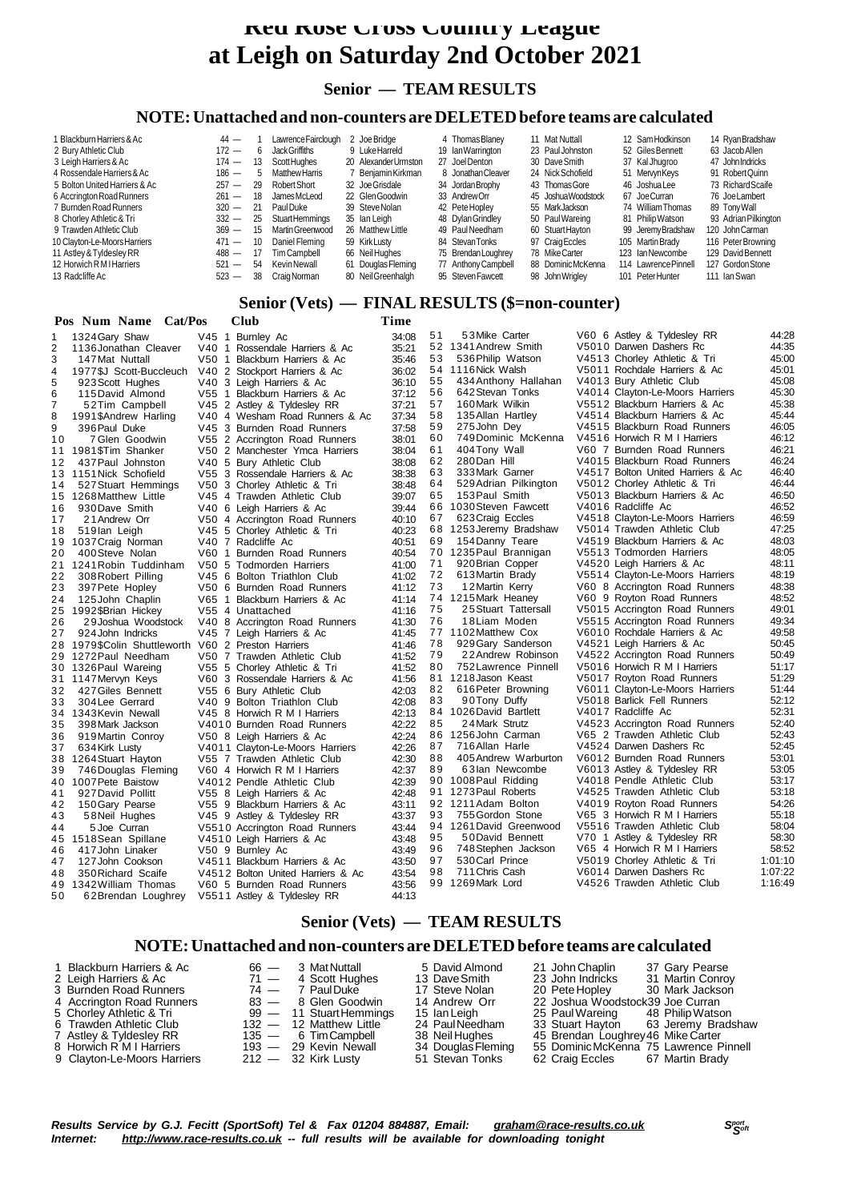# Red Rose Cross Country League at Leigh on Saturday 2nd October 2021

## Senior — TEAM RESULTS

### NOTE: Unattached and non-counters are DELETED before teams are calculated

| | | | | | | | | | |
|---|---|---|---|---|---|---|---|---|---|
| 1 Blackburn Harriers & Ac | 44 — | 1 Lawrence Fairclough | 2 Joe Bridge | 4 Thomas Blaney | 11 Mat Nuttall | 12 Sam Hodkinson | 14 Ryan Bradshaw |
| 2 Bury Athletic Club | 172 — | 6 Jack Griffiths | 9 Luke Harreld | 19 Ian Warrington | 23 Paul Johnston | 52 Giles Bennett | 63 Jacob Allen |
| 3 Leigh Harriers & Ac | 174 — | 13 Scott Hughes | 20 Alexander Urmston | 27 Joel Denton | 30 Dave Smith | 37 Kal Jhugroo | 47 John Indricks |
| 4 Rossendale Harriers & Ac | 186 — | 5 Matthew Harris | 7 Benjamin Kirkman | 8 Jonathan Cleaver | 24 Nick Schofield | 51 Mervyn Keys | 91 Robert Quinn |
| 5 Bolton United Harriers & Ac | 257 — | 29 Robert Short | 32 Joe Grisdale | 34 Jordan Brophy | 43 Thomas Gore | 46 Joshua Lee | 73 Richard Scaife |
| 6 Accrington Road Runners | 261 — | 18 James McLeod | 22 Glen Goodwin | 33 Andrew Orr | 45 Joshua Woodstock | 67 Joe Curran | 76 Joe Lambert |
| 7 Burnden Road Runners | 320 — | 21 Paul Duke | 39 Steve Nolan | 42 Pete Hopley | 55 Mark Jackson | 74 William Thomas | 89 Tony Wall |
| 8 Chorley Athletic & Tri | 332 — | 25 Stuart Hemmings | 35 Ian Leigh | 48 Dylan Grindley | 50 Paul Wareing | 81 Philip Watson | 93 Adrian Pilkington |
| 9 Trawden Athletic Club | 369 — | 15 Martin Greenwood | 26 Matthew Little | 49 Paul Needham | 60 Stuart Hayton | 99 Jeremy Bradshaw | 120 John Carman |
| 10 Clayton-Le-Moors Harriers | 471 — | 10 Daniel Fleming | 59 Kirk Lusty | 84 Stevan Tonks | 97 Craig Eccles | 105 Martin Brady | 116 Peter Browning |
| 11 Astley & Tyldesley RR | 488 — | 17 Tim Campbell | 66 Neil Hughes | 75 Brendan Loughrey | 78 Mike Carter | 123 Ian Newcombe | 129 David Bennett |
| 12 Horwich R M I Harriers | 521 — | 54 Kevin Newall | 61 Douglas Fleming | 77 Anthony Campbell | 88 Dominic McKenna | 114 Lawrence Pinnell | 127 Gordon Stone |
| 13 Radcliffe Ac | 523 — | 38 Craig Norman | 80 Neil Greenhalgh | 95 Steven Fawcett | 98 John Wrigley | 101 Peter Hunter | 111 Ian Swan |

## Senior (Vets) — FINAL RESULTS ($=non-counter)

| Pos | Num | Name | Cat/Pos | Club | Time |
|---|---|---|---|---|---|
| 1 | 1324 | Gary Shaw | V45 1 | Burnley Ac | 34:08 |
| 2 | 1136 | Jonathan Cleaver | V40 1 | Rossendale Harriers & Ac | 35:21 |
| 3 | 147 | Mat Nuttall | V50 1 | Blackburn Harriers & Ac | 35:46 |
| 4 | 1977 | $J Scott-Buccleuch | V40 2 | Stockport Harriers & Ac | 36:02 |
| 5 | 923 | Scott Hughes | V40 3 | Leigh Harriers & Ac | 36:10 |
| 6 | 115 | David Almond | V55 1 | Blackburn Harriers & Ac | 37:12 |
| 7 | 52 | Tim Campbell | V45 2 | Astley & Tyldesley RR | 37:21 |
| 8 | 1991 | $Andrew Harling | V40 4 | Wesham Road Runners & Ac | 37:34 |
| 9 | 396 | Paul Duke | V45 3 | Burnden Road Runners | 37:58 |
| 10 | 7 | Glen Goodwin | V55 2 | Accrington Road Runners | 38:01 |
| 11 | 1981 | $Tim Shanker | V50 2 | Manchester Ymca Harriers | 38:04 |
| 12 | 437 | Paul Johnston | V40 5 | Bury Athletic Club | 38:08 |
| 13 | 1151 | Nick Schofield | V55 3 | Rossendale Harriers & Ac | 38:38 |
| 14 | 527 | Stuart Hemmings | V50 3 | Chorley Athletic & Tri | 38:48 |
| 15 | 1268 | Matthew Little | V45 4 | Trawden Athletic Club | 39:07 |
| 16 | 930 | Dave Smith | V40 6 | Leigh Harriers & Ac | 39:44 |
| 17 | 21 | Andrew Orr | V50 4 | Accrington Road Runners | 40:10 |
| 18 | 519 | Ian Leigh | V45 5 | Chorley Athletic & Tri | 40:23 |
| 19 | 1037 | Craig Norman | V40 7 | Radcliffe Ac | 40:51 |
| 20 | 400 | Steve Nolan | V60 1 | Burnden Road Runners | 40:54 |
| 21 | 1241 | Robin Tuddinham | V50 5 | Todmorden Harriers | 41:00 |
| 22 | 308 | Robert Pilling | V45 6 | Bolton Triathlon Club | 41:02 |
| 23 | 397 | Pete Hopley | V50 6 | Burnden Road Runners | 41:12 |
| 24 | 125 | John Chaplin | V65 1 | Blackburn Harriers & Ac | 41:14 |
| 25 | 1992 | $Brian Hickey | V55 4 | Unattached | 41:16 |
| 26 | 29 | Joshua Woodstock | V40 8 | Accrington Road Runners | 41:30 |
| 27 | 924 | John Indricks | V45 7 | Leigh Harriers & Ac | 41:45 |
| 28 | 1979 | $Colin Shuttleworth | V60 2 | Preston Harriers | 41:46 |
| 29 | 1272 | Paul Needham | V50 7 | Trawden Athletic Club | 41:52 |
| 30 | 1326 | Paul Wareing | V55 5 | Chorley Athletic & Tri | 41:52 |
| 31 | 1147 | Mervyn Keys | V60 3 | Rossendale Harriers & Ac | 41:56 |
| 32 | 427 | Giles Bennett | V55 6 | Bury Athletic Club | 42:03 |
| 33 | 304 | Lee Gerrard | V40 9 | Bolton Triathlon Club | 42:08 |
| 34 | 1343 | Kevin Newall | V45 8 | Horwich R M I Harriers | 42:13 |
| 35 | 398 | Mark Jackson | V40 10 | Burnden Road Runners | 42:22 |
| 36 | 919 | Martin Conroy | V50 8 | Leigh Harriers & Ac | 42:24 |
| 37 | 634 | Kirk Lusty | V40 11 | Clayton-Le-Moors Harriers | 42:26 |
| 38 | 1264 | Stuart Hayton | V55 7 | Trawden Athletic Club | 42:30 |
| 39 | 746 | Douglas Fleming | V60 4 | Horwich R M I Harriers | 42:37 |
| 40 | 1007 | Pete Baistow | V40 12 | Pendle Athletic Club | 42:39 |
| 41 | 927 | David Pollitt | V55 8 | Leigh Harriers & Ac | 42:48 |
| 42 | 150 | Gary Pearse | V55 9 | Blackburn Harriers & Ac | 43:11 |
| 43 | 58 | Neil Hughes | V45 9 | Astley & Tyldesley RR | 43:37 |
| 44 | 5 | Joe Curran | V55 10 | Accrington Road Runners | 43:44 |
| 45 | 1518 | Sean Spillane | V45 10 | Leigh Harriers & Ac | 43:48 |
| 46 | 417 | John Linaker | V50 9 | Burnley Ac | 43:49 |
| 47 | 127 | John Cookson | V45 11 | Blackburn Harriers & Ac | 43:50 |
| 48 | 350 | Richard Scaife | V45 12 | Bolton United Harriers & Ac | 43:54 |
| 49 | 1342 | William Thomas | V60 5 | Burnden Road Runners | 43:56 |
| 50 | 62 | Brendan Loughrey | V55 11 | Astley & Tyldesley RR | 44:13 |
| 51 | 53 | Mike Carter | V60 6 | Astley & Tyldesley RR | 44:28 |
| 52 | 1341 | Andrew Smith | V50 10 | Darwen Dashers Rc | 44:35 |
| 53 | 536 | Philip Watson | V45 13 | Chorley Athletic & Tri | 45:00 |
| 54 | 1116 | Nick Walsh | V50 11 | Rochdale Harriers & Ac | 45:01 |
| 55 | 434 | Anthony Hallahan | V40 13 | Bury Athletic Club | 45:08 |
| 56 | 642 | Stevan Tonks | V40 14 | Clayton-Le-Moors Harriers | 45:30 |
| 57 | 160 | Mark Wilkin | V55 12 | Blackburn Harriers & Ac | 45:38 |
| 58 | 135 | Allan Hartley | V45 14 | Blackburn Harriers & Ac | 45:44 |
| 59 | 275 | John Dey | V45 15 | Blackburn Road Runners | 46:05 |
| 60 | 749 | Dominic McKenna | V45 16 | Horwich R M I Harriers | 46:12 |
| 61 | 404 | Tony Wall | V60 7 | Burnden Road Runners | 46:21 |
| 62 | 280 | Dan Hill | V40 15 | Blackburn Road Runners | 46:24 |
| 63 | 333 | Mark Garner | V45 17 | Bolton United Harriers & Ac | 46:40 |
| 64 | 529 | Adrian Pilkington | V50 12 | Chorley Athletic & Tri | 46:44 |
| 65 | 153 | Paul Smith | V50 13 | Blackburn Harriers & Ac | 46:50 |
| 66 | 1030 | Steven Fawcett | V40 16 | Radcliffe Ac | 46:52 |
| 67 | 623 | Craig Eccles | V45 18 | Clayton-Le-Moors Harriers | 46:59 |
| 68 | 1253 | Jeremy Bradshaw | V50 14 | Trawden Athletic Club | 47:25 |
| 69 | 154 | Danny Teare | V45 19 | Blackburn Harriers & Ac | 48:03 |
| 70 | 1235 | Paul Brannigan | V55 13 | Todmorden Harriers | 48:05 |
| 71 | 920 | Brian Copper | V45 20 | Leigh Harriers & Ac | 48:11 |
| 72 | 613 | Martin Brady | V55 14 | Clayton-Le-Moors Harriers | 48:19 |
| 73 | 12 | Martin Kerry | V60 8 | Accrington Road Runners | 48:38 |
| 74 | 1215 | Mark Heaney | V60 9 | Royton Road Runners | 48:52 |
| 75 | 25 | Stuart Tattersall | V50 15 | Accrington Road Runners | 49:01 |
| 76 | 18 | Liam Moden | V55 15 | Accrington Road Runners | 49:34 |
| 77 | 1102 | Matthew Cox | V60 10 | Rochdale Harriers & Ac | 49:58 |
| 78 | 929 | Gary Sanderson | V45 21 | Leigh Harriers & Ac | 50:45 |
| 79 | 22 | Andrew Robinson | V45 22 | Accrington Road Runners | 50:49 |
| 80 | 752 | Lawrence Pinnell | V50 16 | Horwich R M I Harriers | 51:17 |
| 81 | 1218 | Jason Keast | V50 17 | Royton Road Runners | 51:29 |
| 82 | 616 | Peter Browning | V60 11 | Clayton-Le-Moors Harriers | 51:44 |
| 83 | 90 | Tony Duffy | V50 18 | Barlick Fell Runners | 52:12 |
| 84 | 1026 | David Bartlett | V40 17 | Radcliffe Ac | 52:31 |
| 85 | 24 | Mark Strutz | V45 23 | Accrington Road Runners | 52:40 |
| 86 | 1256 | John Carman | V65 2 | Trawden Athletic Club | 52:43 |
| 87 | 716 | Allan Harle | V45 24 | Darwen Dashers Rc | 52:45 |
| 88 | 405 | Andrew Warburton | V60 12 | Burnden Road Runners | 53:01 |
| 89 | 63 | Ian Newcombe | V60 13 | Astley & Tyldesley RR | 53:05 |
| 90 | 1008 | Paul Ridding | V40 18 | Pendle Athletic Club | 53:17 |
| 91 | 1273 | Paul Roberts | V45 25 | Trawden Athletic Club | 53:18 |
| 92 | 1211 | Adam Bolton | V40 19 | Royton Road Runners | 54:26 |
| 93 | 755 | Gordon Stone | V65 3 | Horwich R M I Harriers | 55:18 |
| 94 | 1261 | David Greenwood | V55 16 | Trawden Athletic Club | 58:04 |
| 95 | 50 | David Bennett | V70 1 | Astley & Tyldesley RR | 58:30 |
| 96 | 748 | Stephen Jackson | V65 4 | Horwich R M I Harriers | 58:52 |
| 97 | 530 | Carl Prince | V50 19 | Chorley Athletic & Tri | 1:01:10 |
| 98 | 711 | Chris Cash | V60 14 | Darwen Dashers Rc | 1:07:22 |
| 99 | 1269 | Mark Lord | V45 26 | Trawden Athletic Club | 1:16:49 |

## Senior (Vets) — TEAM RESULTS

### NOTE: Unattached and non-counters are DELETED before teams are calculated

| | | | | | | |
|---|---|---|---|---|---|---|
| 1 Blackburn Harriers & Ac | 66 — | 3 Mat Nuttall | 5 David Almond | 21 John Chaplin | 37 Gary Pearse |
| 2 Leigh Harriers & Ac | 71 — | 4 Scott Hughes | 13 Dave Smith | 23 John Indricks | 31 Martin Conroy |
| 3 Burnden Road Runners | 74 — | 7 Paul Duke | 17 Steve Nolan | 20 Pete Hopley | 30 Mark Jackson |
| 4 Accrington Road Runners | 83 — | 8 Glen Goodwin | 14 Andrew Orr | 22 Joshua Woodstock | 39 Joe Curran |
| 5 Chorley Athletic & Tri | 99 — | 11 Stuart Hemmings | 15 Ian Leigh | 25 Paul Wareing | 48 Philip Watson |
| 6 Trawden Athletic Club | 132 — | 12 Matthew Little | 24 Paul Needham | 33 Stuart Hayton | 63 Jeremy Bradshaw |
| 7 Astley & Tyldesley RR | 135 — | 6 Tim Campbell | 38 Neil Hughes | 45 Brendan Loughrey | 46 Mike Carter |
| 8 Horwich R M I Harriers | 193 — | 29 Kevin Newall | 34 Douglas Fleming | 55 Dominic McKenna | 75 Lawrence Pinnell |
| 9 Clayton-Le-Moors Harriers | 212 — | 32 Kirk Lusty | 51 Stevan Tonks | 62 Craig Eccles | 67 Martin Brady |

*Results Service by G.J. Fecitt (SportSoft) Tel & Fax 01204 884887, Email: graham@race-results.co.uk*
*Internet: http://www.race-results.co.uk -- full results will be available for downloading tonight*